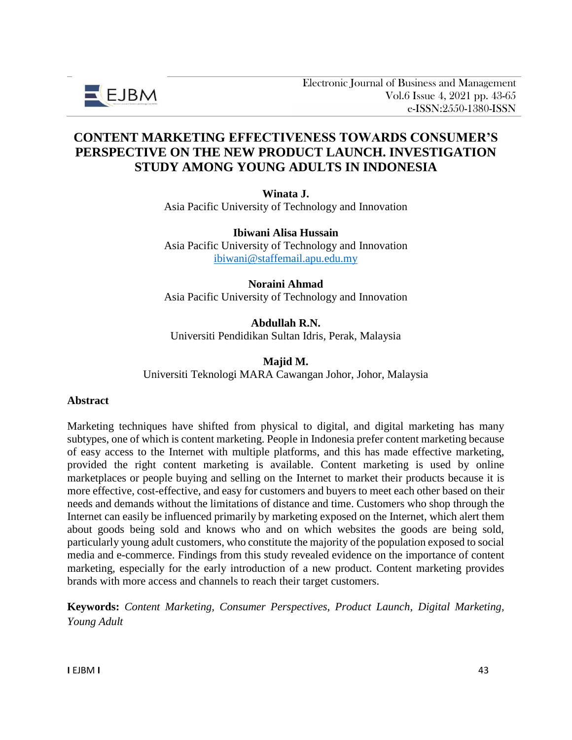# CONTENT MARKETING EFFECTIVENESS TOWARDS CONSUMER'S PERSPECTIVE ON THE NEW PRODUCT LAUNCH. INVESTIGATION STUDY AMONG YOUNG ADULTS IN INDONESIA

**Winata J.**
Asia Pacific University of Technology and Innovation

**Ibiwani Alisa Hussain**
Asia Pacific University of Technology and Innovation
ibiwani@staffemail.apu.edu.my

**Noraini Ahmad**
Asia Pacific University of Technology and Innovation

**Abdullah R.N.**
Universiti Pendidikan Sultan Idris, Perak, Malaysia

**Majid M.**
Universiti Teknologi MARA Cawangan Johor, Johor, Malaysia

## Abstract

Marketing techniques have shifted from physical to digital, and digital marketing has many subtypes, one of which is content marketing. People in Indonesia prefer content marketing because of easy access to the Internet with multiple platforms, and this has made effective marketing, provided the right content marketing is available. Content marketing is used by online marketplaces or people buying and selling on the Internet to market their products because it is more effective, cost-effective, and easy for customers and buyers to meet each other based on their needs and demands without the limitations of distance and time. Customers who shop through the Internet can easily be influenced primarily by marketing exposed on the Internet, which alert them about goods being sold and knows who and on which websites the goods are being sold, particularly young adult customers, who constitute the majority of the population exposed to social media and e-commerce. Findings from this study revealed evidence on the importance of content marketing, especially for the early introduction of a new product. Content marketing provides brands with more access and channels to reach their target customers.

**Keywords:** *Content Marketing, Consumer Perspectives, Product Launch, Digital Marketing, Young Adult*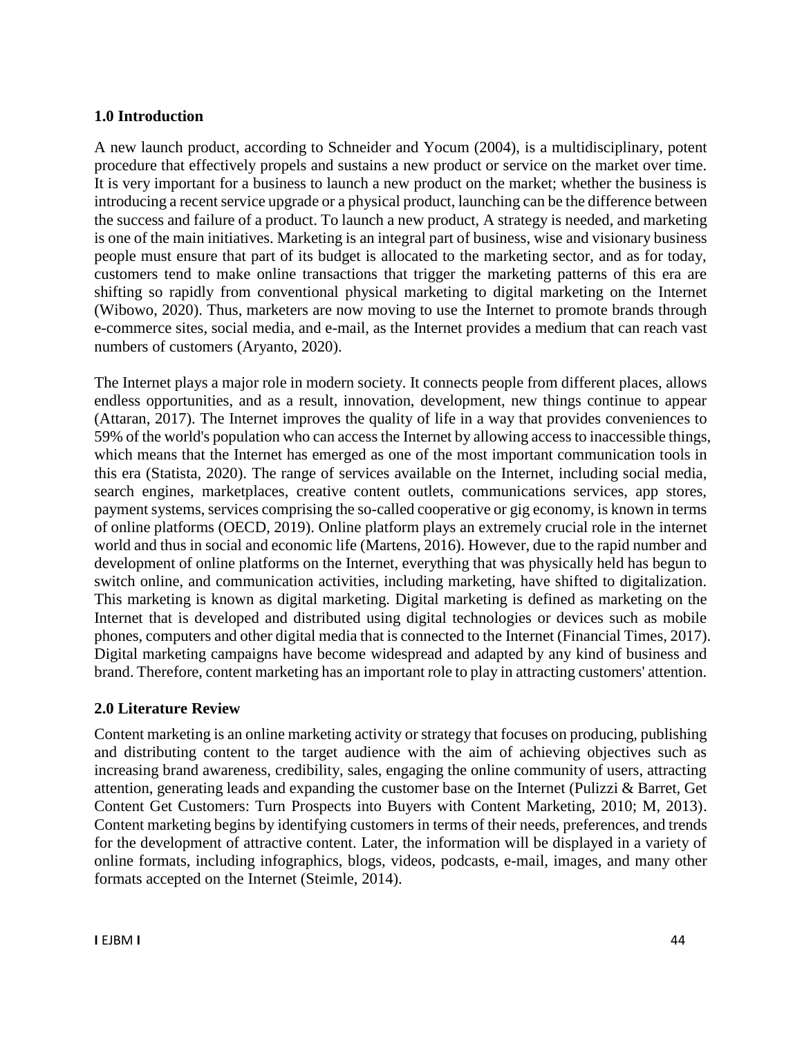## 1.0 Introduction

A new launch product, according to Schneider and Yocum (2004), is a multidisciplinary, potent procedure that effectively propels and sustains a new product or service on the market over time. It is very important for a business to launch a new product on the market; whether the business is introducing a recent service upgrade or a physical product, launching can be the difference between the success and failure of a product. To launch a new product, A strategy is needed, and marketing is one of the main initiatives. Marketing is an integral part of business, wise and visionary business people must ensure that part of its budget is allocated to the marketing sector, and as for today, customers tend to make online transactions that trigger the marketing patterns of this era are shifting so rapidly from conventional physical marketing to digital marketing on the Internet (Wibowo, 2020). Thus, marketers are now moving to use the Internet to promote brands through e-commerce sites, social media, and e-mail, as the Internet provides a medium that can reach vast numbers of customers (Aryanto, 2020).

The Internet plays a major role in modern society. It connects people from different places, allows endless opportunities, and as a result, innovation, development, new things continue to appear (Attaran, 2017). The Internet improves the quality of life in a way that provides conveniences to 59% of the world's population who can access the Internet by allowing access to inaccessible things, which means that the Internet has emerged as one of the most important communication tools in this era (Statista, 2020). The range of services available on the Internet, including social media, search engines, marketplaces, creative content outlets, communications services, app stores, payment systems, services comprising the so-called cooperative or gig economy, is known in terms of online platforms (OECD, 2019). Online platform plays an extremely crucial role in the internet world and thus in social and economic life (Martens, 2016). However, due to the rapid number and development of online platforms on the Internet, everything that was physically held has begun to switch online, and communication activities, including marketing, have shifted to digitalization. This marketing is known as digital marketing. Digital marketing is defined as marketing on the Internet that is developed and distributed using digital technologies or devices such as mobile phones, computers and other digital media that is connected to the Internet (Financial Times, 2017). Digital marketing campaigns have become widespread and adapted by any kind of business and brand. Therefore, content marketing has an important role to play in attracting customers' attention.

## 2.0 Literature Review

Content marketing is an online marketing activity or strategy that focuses on producing, publishing and distributing content to the target audience with the aim of achieving objectives such as increasing brand awareness, credibility, sales, engaging the online community of users, attracting attention, generating leads and expanding the customer base on the Internet (Pulizzi & Barret, Get Content Get Customers: Turn Prospects into Buyers with Content Marketing, 2010; M, 2013). Content marketing begins by identifying customers in terms of their needs, preferences, and trends for the development of attractive content. Later, the information will be displayed in a variety of online formats, including infographics, blogs, videos, podcasts, e-mail, images, and many other formats accepted on the Internet (Steimle, 2014).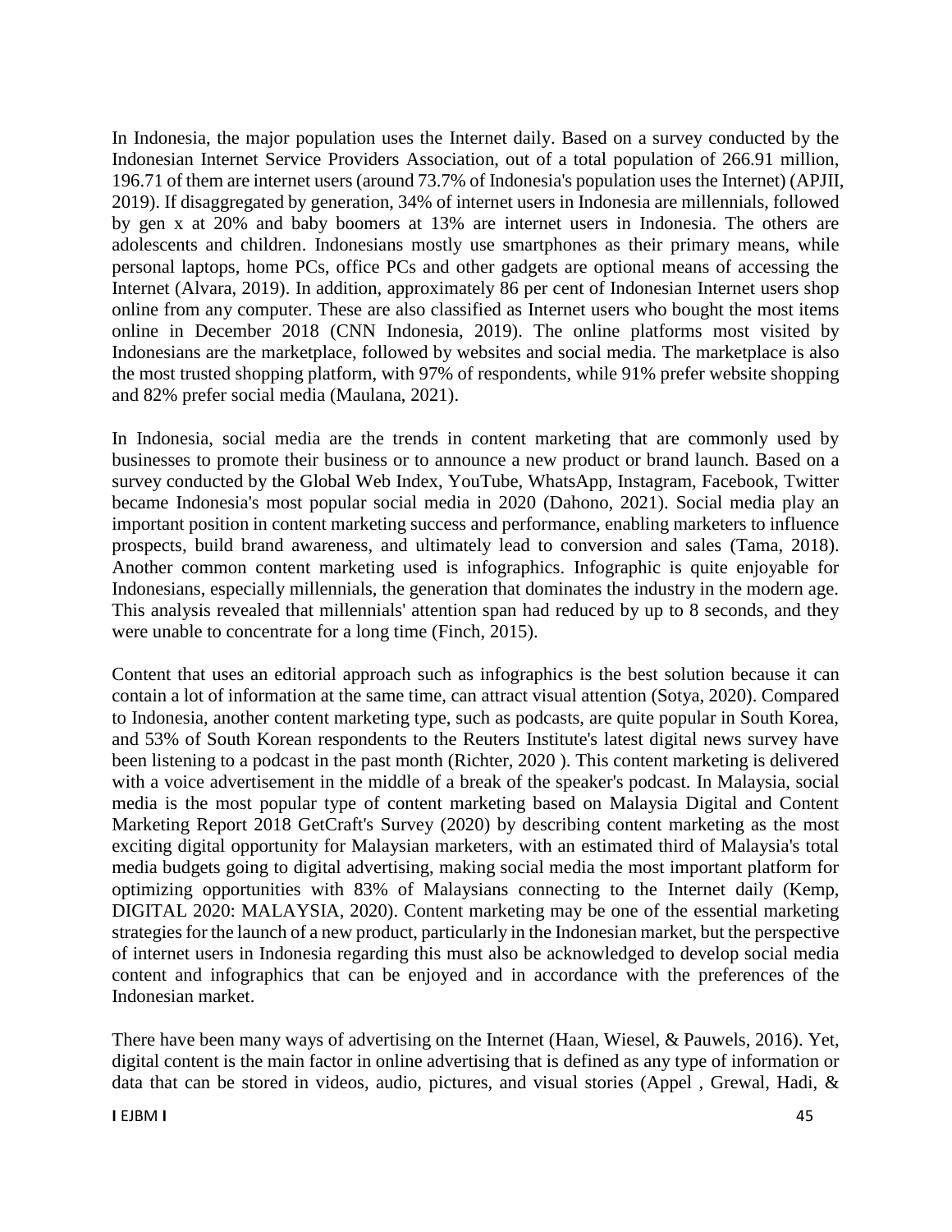In Indonesia, the major population uses the Internet daily. Based on a survey conducted by the Indonesian Internet Service Providers Association, out of a total population of 266.91 million, 196.71 of them are internet users (around 73.7% of Indonesia's population uses the Internet) (APJII, 2019). If disaggregated by generation, 34% of internet users in Indonesia are millennials, followed by gen x at 20% and baby boomers at 13% are internet users in Indonesia. The others are adolescents and children. Indonesians mostly use smartphones as their primary means, while personal laptops, home PCs, office PCs and other gadgets are optional means of accessing the Internet (Alvara, 2019). In addition, approximately 86 per cent of Indonesian Internet users shop online from any computer. These are also classified as Internet users who bought the most items online in December 2018 (CNN Indonesia, 2019). The online platforms most visited by Indonesians are the marketplace, followed by websites and social media. The marketplace is also the most trusted shopping platform, with 97% of respondents, while 91% prefer website shopping and 82% prefer social media (Maulana, 2021).

In Indonesia, social media are the trends in content marketing that are commonly used by businesses to promote their business or to announce a new product or brand launch. Based on a survey conducted by the Global Web Index, YouTube, WhatsApp, Instagram, Facebook, Twitter became Indonesia's most popular social media in 2020 (Dahono, 2021). Social media play an important position in content marketing success and performance, enabling marketers to influence prospects, build brand awareness, and ultimately lead to conversion and sales (Tama, 2018). Another common content marketing used is infographics. Infographic is quite enjoyable for Indonesians, especially millennials, the generation that dominates the industry in the modern age. This analysis revealed that millennials' attention span had reduced by up to 8 seconds, and they were unable to concentrate for a long time (Finch, 2015).

Content that uses an editorial approach such as infographics is the best solution because it can contain a lot of information at the same time, can attract visual attention (Sotya, 2020). Compared to Indonesia, another content marketing type, such as podcasts, are quite popular in South Korea, and 53% of South Korean respondents to the Reuters Institute's latest digital news survey have been listening to a podcast in the past month (Richter, 2020 ). This content marketing is delivered with a voice advertisement in the middle of a break of the speaker's podcast. In Malaysia, social media is the most popular type of content marketing based on Malaysia Digital and Content Marketing Report 2018 GetCraft's Survey (2020) by describing content marketing as the most exciting digital opportunity for Malaysian marketers, with an estimated third of Malaysia's total media budgets going to digital advertising, making social media the most important platform for optimizing opportunities with 83% of Malaysians connecting to the Internet daily (Kemp, DIGITAL 2020: MALAYSIA, 2020). Content marketing may be one of the essential marketing strategies for the launch of a new product, particularly in the Indonesian market, but the perspective of internet users in Indonesia regarding this must also be acknowledged to develop social media content and infographics that can be enjoyed and in accordance with the preferences of the Indonesian market.

There have been many ways of advertising on the Internet (Haan, Wiesel, & Pauwels, 2016). Yet, digital content is the main factor in online advertising that is defined as any type of information or data that can be stored in videos, audio, pictures, and visual stories (Appel , Grewal, Hadi, &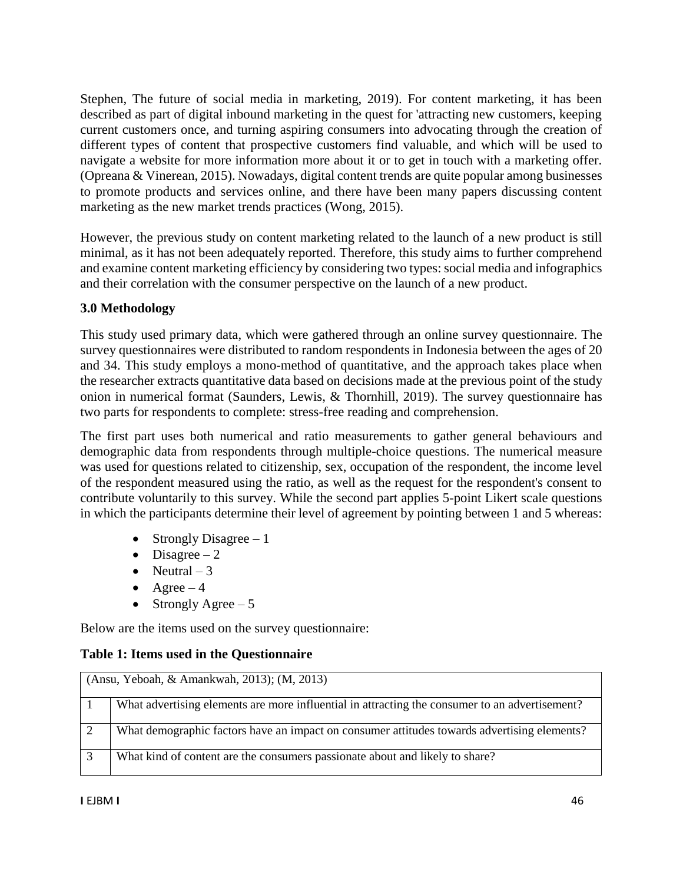Stephen, The future of social media in marketing, 2019). For content marketing, it has been described as part of digital inbound marketing in the quest for 'attracting new customers, keeping current customers once, and turning aspiring consumers into advocating through the creation of different types of content that prospective customers find valuable, and which will be used to navigate a website for more information more about it or to get in touch with a marketing offer. (Opreana & Vinerean, 2015). Nowadays, digital content trends are quite popular among businesses to promote products and services online, and there have been many papers discussing content marketing as the new market trends practices (Wong, 2015).

However, the previous study on content marketing related to the launch of a new product is still minimal, as it has not been adequately reported. Therefore, this study aims to further comprehend and examine content marketing efficiency by considering two types: social media and infographics and their correlation with the consumer perspective on the launch of a new product.

### 3.0 Methodology

This study used primary data, which were gathered through an online survey questionnaire. The survey questionnaires were distributed to random respondents in Indonesia between the ages of 20 and 34. This study employs a mono-method of quantitative, and the approach takes place when the researcher extracts quantitative data based on decisions made at the previous point of the study onion in numerical format (Saunders, Lewis, & Thornhill, 2019). The survey questionnaire has two parts for respondents to complete: stress-free reading and comprehension.

The first part uses both numerical and ratio measurements to gather general behaviours and demographic data from respondents through multiple-choice questions. The numerical measure was used for questions related to citizenship, sex, occupation of the respondent, the income level of the respondent measured using the ratio, as well as the request for the respondent's consent to contribute voluntarily to this survey. While the second part applies 5-point Likert scale questions in which the participants determine their level of agreement by pointing between 1 and 5 whereas:

- Strongly Disagree – 1
- Disagree – 2
- Neutral – 3
- Agree – 4
- Strongly Agree – 5

Below are the items used on the survey questionnaire:

**Table 1: Items used in the Questionnaire**

| (Ansu, Yeboah, & Amankwah, 2013); (M, 2013) | |
|---|---|
| 1 | What advertising elements are more influential in attracting the consumer to an advertisement? |
| 2 | What demographic factors have an impact on consumer attitudes towards advertising elements? |
| 3 | What kind of content are the consumers passionate about and likely to share? |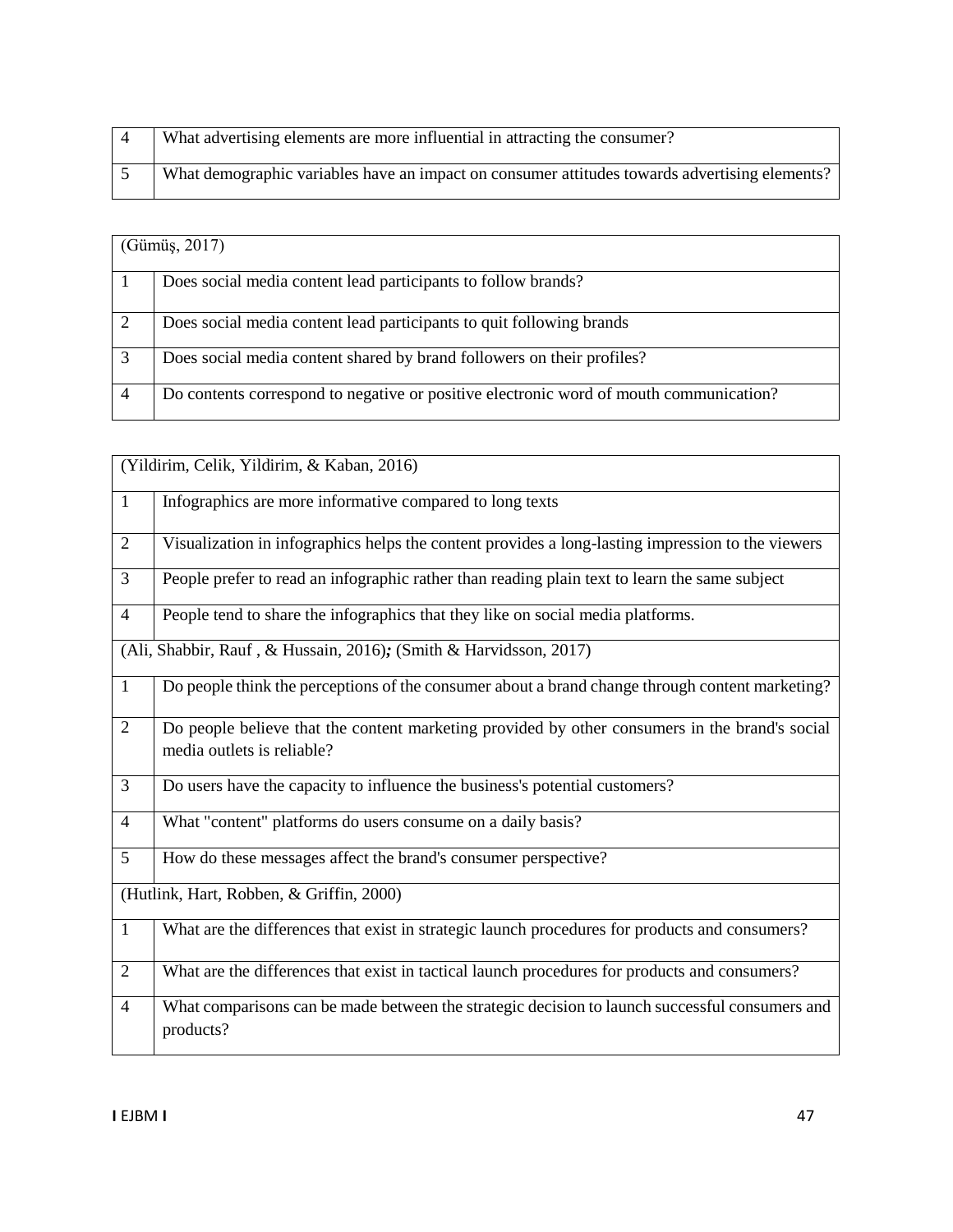| | |
|---|---|
| 4 | What advertising elements are more influential in attracting the consumer? |
| 5 | What demographic variables have an impact on consumer attitudes towards advertising elements? |

| (Gümüş, 2017) | |
|---|---|
| 1 | Does social media content lead participants to follow brands? |
| 2 | Does social media content lead participants to quit following brands |
| 3 | Does social media content shared by brand followers on their profiles? |
| 4 | Do contents correspond to negative or positive electronic word of mouth communication? |

| (Yildirim, Celik, Yildirim, & Kaban, 2016) | |
|---|---|
| 1 | Infographics are more informative compared to long texts |
| 2 | Visualization in infographics helps the content provides a long-lasting impression to the viewers |
| 3 | People prefer to read an infographic rather than reading plain text to learn the same subject |
| 4 | People tend to share the infographics that they like on social media platforms. |
| (Ali, Shabbir, Rauf , & Hussain, 2016)***;*** (Smith & Harvidsson, 2017) | |
| 1 | Do people think the perceptions of the consumer about a brand change through content marketing? |
| 2 | Do people believe that the content marketing provided by other consumers in the brand's social media outlets is reliable? |
| 3 | Do users have the capacity to influence the business's potential customers? |
| 4 | What "content" platforms do users consume on a daily basis? |
| 5 | How do these messages affect the brand's consumer perspective? |
| (Hutlink, Hart, Robben, & Griffin, 2000) | |
| 1 | What are the differences that exist in strategic launch procedures for products and consumers? |
| 2 | What are the differences that exist in tactical launch procedures for products and consumers? |
| 4 | What comparisons can be made between the strategic decision to launch successful consumers and products? |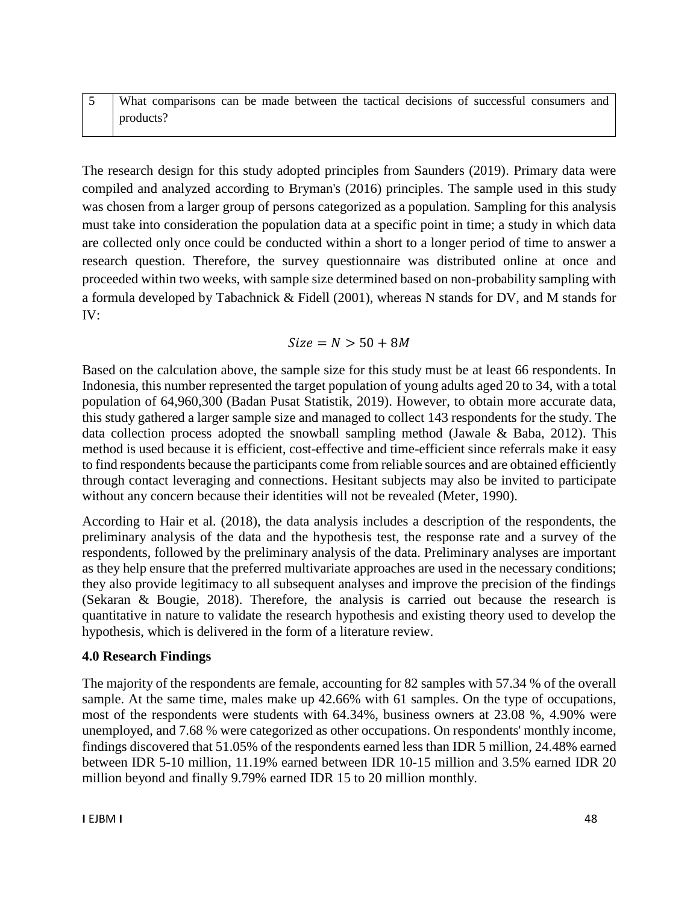| 5 | What comparisons can be made between the tactical decisions of successful consumers and products? |
|---|---|

The research design for this study adopted principles from Saunders (2019). Primary data were compiled and analyzed according to Bryman's (2016) principles. The sample used in this study was chosen from a larger group of persons categorized as a population. Sampling for this analysis must take into consideration the population data at a specific point in time; a study in which data are collected only once could be conducted within a short to a longer period of time to answer a research question. Therefore, the survey questionnaire was distributed online at once and proceeded within two weeks, with sample size determined based on non-probability sampling with a formula developed by Tabachnick & Fidell (2001), whereas N stands for DV, and M stands for IV:

$$Size = N > 50 + 8M$$

Based on the calculation above, the sample size for this study must be at least 66 respondents. In Indonesia, this number represented the target population of young adults aged 20 to 34, with a total population of 64,960,300 (Badan Pusat Statistik, 2019). However, to obtain more accurate data, this study gathered a larger sample size and managed to collect 143 respondents for the study. The data collection process adopted the snowball sampling method (Jawale & Baba, 2012). This method is used because it is efficient, cost-effective and time-efficient since referrals make it easy to find respondents because the participants come from reliable sources and are obtained efficiently through contact leveraging and connections. Hesitant subjects may also be invited to participate without any concern because their identities will not be revealed (Meter, 1990).

According to Hair et al. (2018), the data analysis includes a description of the respondents, the preliminary analysis of the data and the hypothesis test, the response rate and a survey of the respondents, followed by the preliminary analysis of the data. Preliminary analyses are important as they help ensure that the preferred multivariate approaches are used in the necessary conditions; they also provide legitimacy to all subsequent analyses and improve the precision of the findings (Sekaran & Bougie, 2018). Therefore, the analysis is carried out because the research is quantitative in nature to validate the research hypothesis and existing theory used to develop the hypothesis, which is delivered in the form of a literature review.

## 4.0 Research Findings

The majority of the respondents are female, accounting for 82 samples with 57.34 % of the overall sample. At the same time, males make up 42.66% with 61 samples. On the type of occupations, most of the respondents were students with 64.34%, business owners at 23.08 %, 4.90% were unemployed, and 7.68 % were categorized as other occupations. On respondents' monthly income, findings discovered that 51.05% of the respondents earned less than IDR 5 million, 24.48% earned between IDR 5-10 million, 11.19% earned between IDR 10-15 million and 3.5% earned IDR 20 million beyond and finally 9.79% earned IDR 15 to 20 million monthly.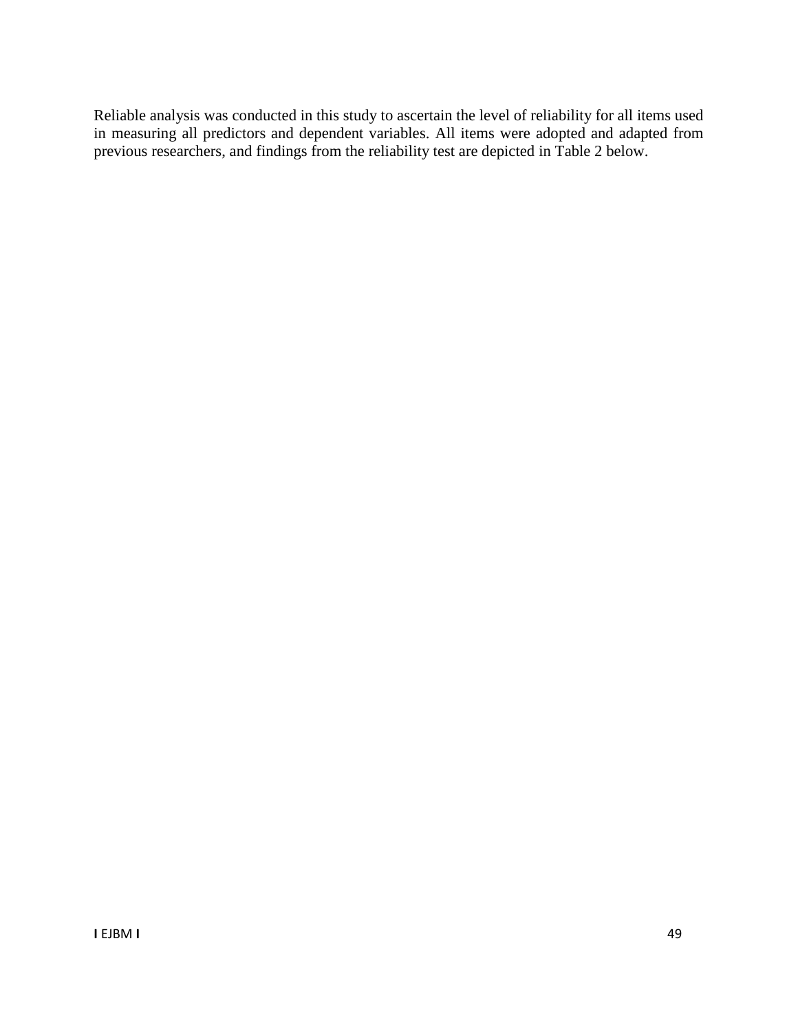Reliable analysis was conducted in this study to ascertain the level of reliability for all items used in measuring all predictors and dependent variables. All items were adopted and adapted from previous researchers, and findings from the reliability test are depicted in Table 2 below.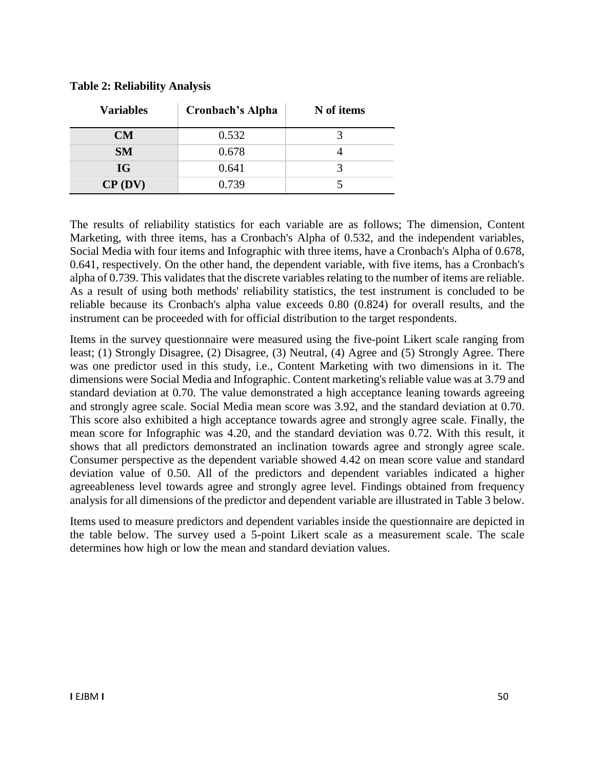**Table 2: Reliability Analysis**

| Variables | Cronbach's Alpha | N of items |
|---|---|---|
| CM | 0.532 | 3 |
| SM | 0.678 | 4 |
| IG | 0.641 | 3 |
| CP (DV) | 0.739 | 5 |

The results of reliability statistics for each variable are as follows; The dimension, Content Marketing, with three items, has a Cronbach's Alpha of 0.532, and the independent variables, Social Media with four items and Infographic with three items, have a Cronbach's Alpha of 0.678, 0.641, respectively. On the other hand, the dependent variable, with five items, has a Cronbach's alpha of 0.739. This validates that the discrete variables relating to the number of items are reliable. As a result of using both methods' reliability statistics, the test instrument is concluded to be reliable because its Cronbach's alpha value exceeds 0.80 (0.824) for overall results, and the instrument can be proceeded with for official distribution to the target respondents.

Items in the survey questionnaire were measured using the five-point Likert scale ranging from least; (1) Strongly Disagree, (2) Disagree, (3) Neutral, (4) Agree and (5) Strongly Agree. There was one predictor used in this study, i.e., Content Marketing with two dimensions in it. The dimensions were Social Media and Infographic. Content marketing's reliable value was at 3.79 and standard deviation at 0.70. The value demonstrated a high acceptance leaning towards agreeing and strongly agree scale. Social Media mean score was 3.92, and the standard deviation at 0.70. This score also exhibited a high acceptance towards agree and strongly agree scale. Finally, the mean score for Infographic was 4.20, and the standard deviation was 0.72. With this result, it shows that all predictors demonstrated an inclination towards agree and strongly agree scale. Consumer perspective as the dependent variable showed 4.42 on mean score value and standard deviation value of 0.50. All of the predictors and dependent variables indicated a higher agreeableness level towards agree and strongly agree level. Findings obtained from frequency analysis for all dimensions of the predictor and dependent variable are illustrated in Table 3 below.

Items used to measure predictors and dependent variables inside the questionnaire are depicted in the table below. The survey used a 5-point Likert scale as a measurement scale. The scale determines how high or low the mean and standard deviation values.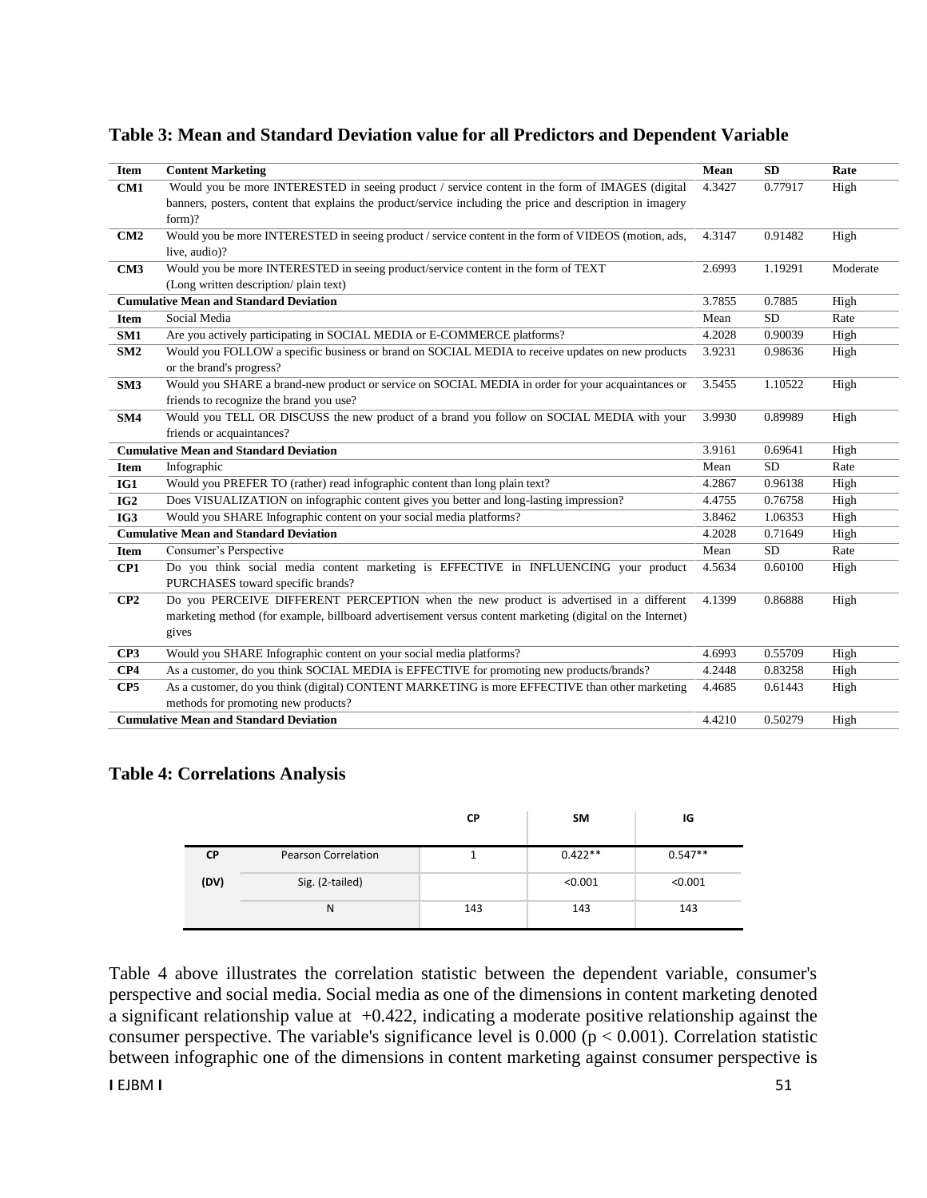### Table 3: Mean and Standard Deviation value for all Predictors and Dependent Variable

| Item | Content Marketing | Mean | SD | Rate |
|---|---|---|---|---|
| **CM1** | Would you be more INTERESTED in seeing product / service content in the form of IMAGES (digital banners, posters, content that explains the product/service including the price and description in imagery form)? | 4.3427 | 0.77917 | High |
| **CM2** | Would you be more INTERESTED in seeing product / service content in the form of VIDEOS (motion, ads, live, audio)? | 4.3147 | 0.91482 | High |
| **CM3** | Would you be more INTERESTED in seeing product/service content in the form of TEXT (Long written description/ plain text) | 2.6993 | 1.19291 | Moderate |
| **Cumulative Mean and Standard Deviation** | | 3.7855 | 0.7885 | High |
| **Item** | Social Media | Mean | SD | Rate |
| **SM1** | Are you actively participating in SOCIAL MEDIA or E-COMMERCE platforms? | 4.2028 | 0.90039 | High |
| **SM2** | Would you FOLLOW a specific business or brand on SOCIAL MEDIA to receive updates on new products or the brand's progress? | 3.9231 | 0.98636 | High |
| **SM3** | Would you SHARE a brand-new product or service on SOCIAL MEDIA in order for your acquaintances or friends to recognize the brand you use? | 3.5455 | 1.10522 | High |
| **SM4** | Would you TELL OR DISCUSS the new product of a brand you follow on SOCIAL MEDIA with your friends or acquaintances? | 3.9930 | 0.89989 | High |
| **Cumulative Mean and Standard Deviation** | | 3.9161 | 0.69641 | High |
| **Item** | Infographic | Mean | SD | Rate |
| **IG1** | Would you PREFER TO (rather) read infographic content than long plain text? | 4.2867 | 0.96138 | High |
| **IG2** | Does VISUALIZATION on infographic content gives you better and long-lasting impression? | 4.4755 | 0.76758 | High |
| **IG3** | Would you SHARE Infographic content on your social media platforms? | 3.8462 | 1.06353 | High |
| **Cumulative Mean and Standard Deviation** | | 4.2028 | 0.71649 | High |
| **Item** | Consumer's Perspective | Mean | SD | Rate |
| **CP1** | Do you think social media content marketing is EFFECTIVE in INFLUENCING your product PURCHASES toward specific brands? | 4.5634 | 0.60100 | High |
| **CP2** | Do you PERCEIVE DIFFERENT PERCEPTION when the new product is advertised in a different marketing method (for example, billboard advertisement versus content marketing (digital on the Internet) gives | 4.1399 | 0.86888 | High |
| **CP3** | Would you SHARE Infographic content on your social media platforms? | 4.6993 | 0.55709 | High |
| **CP4** | As a customer, do you think SOCIAL MEDIA is EFFECTIVE for promoting new products/brands? | 4.2448 | 0.83258 | High |
| **CP5** | As a customer, do you think (digital) CONTENT MARKETING is more EFFECTIVE than other marketing methods for promoting new products? | 4.4685 | 0.61443 | High |
| **Cumulative Mean and Standard Deviation** | | 4.4210 | 0.50279 | High |

### Table 4: Correlations Analysis

| | | CP | SM | IG |
|---|---|---|---|---|
| **CP** | Pearson Correlation | 1 | 0.422** | 0.547** |
| **(DV)** | Sig. (2-tailed) | | <0.001 | <0.001 |
| | N | 143 | 143 | 143 |

Table 4 above illustrates the correlation statistic between the dependent variable, consumer's perspective and social media. Social media as one of the dimensions in content marketing denoted a significant relationship value at +0.422, indicating a moderate positive relationship against the consumer perspective. The variable's significance level is 0.000 ($p < 0.001$). Correlation statistic between infographic one of the dimensions in content marketing against consumer perspective is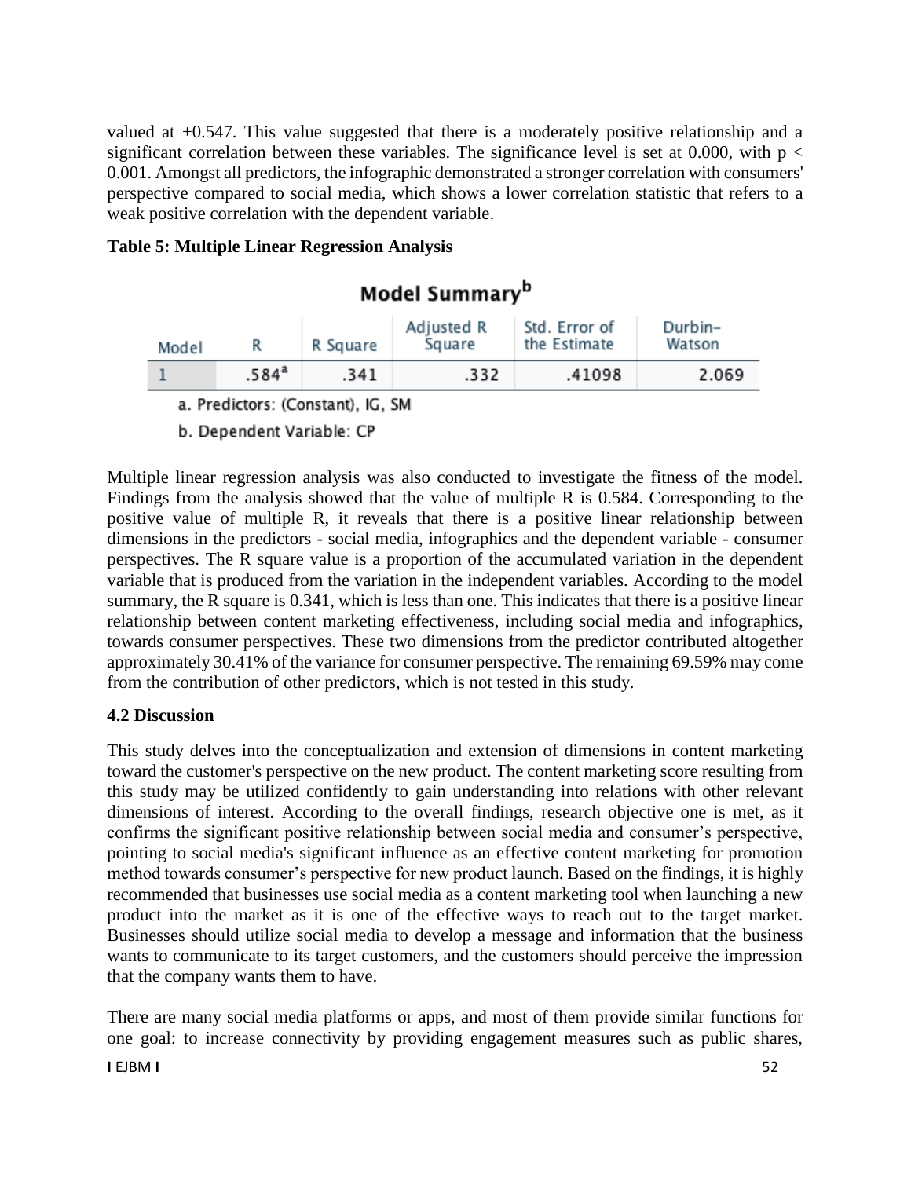valued at +0.547. This value suggested that there is a moderately positive relationship and a significant correlation between these variables. The significance level is set at 0.000, with $p < 0.001$. Amongst all predictors, the infographic demonstrated a stronger correlation with consumers' perspective compared to social media, which shows a lower correlation statistic that refers to a weak positive correlation with the dependent variable.

**Table 5: Multiple Linear Regression Analysis**

**Model Summary[b]**

| Model | R | R Square | Adjusted R Square | Std. Error of the Estimate | Durbin-Watson |
|---|---|---|---|---|---|
| 1 | .584[a] | .341 | .332 | .41098 | 2.069 |

a. Predictors: (Constant), IG, SM

b. Dependent Variable: CP

Multiple linear regression analysis was also conducted to investigate the fitness of the model. Findings from the analysis showed that the value of multiple R is 0.584. Corresponding to the positive value of multiple R, it reveals that there is a positive linear relationship between dimensions in the predictors - social media, infographics and the dependent variable - consumer perspectives. The R square value is a proportion of the accumulated variation in the dependent variable that is produced from the variation in the independent variables. According to the model summary, the R square is 0.341, which is less than one. This indicates that there is a positive linear relationship between content marketing effectiveness, including social media and infographics, towards consumer perspectives. These two dimensions from the predictor contributed altogether approximately 30.41% of the variance for consumer perspective. The remaining 69.59% may come from the contribution of other predictors, which is not tested in this study.

### 4.2 Discussion

This study delves into the conceptualization and extension of dimensions in content marketing toward the customer's perspective on the new product. The content marketing score resulting from this study may be utilized confidently to gain understanding into relations with other relevant dimensions of interest. According to the overall findings, research objective one is met, as it confirms the significant positive relationship between social media and consumer's perspective, pointing to social media's significant influence as an effective content marketing for promotion method towards consumer's perspective for new product launch. Based on the findings, it is highly recommended that businesses use social media as a content marketing tool when launching a new product into the market as it is one of the effective ways to reach out to the target market. Businesses should utilize social media to develop a message and information that the business wants to communicate to its target customers, and the customers should perceive the impression that the company wants them to have.

There are many social media platforms or apps, and most of them provide similar functions for one goal: to increase connectivity by providing engagement measures such as public shares,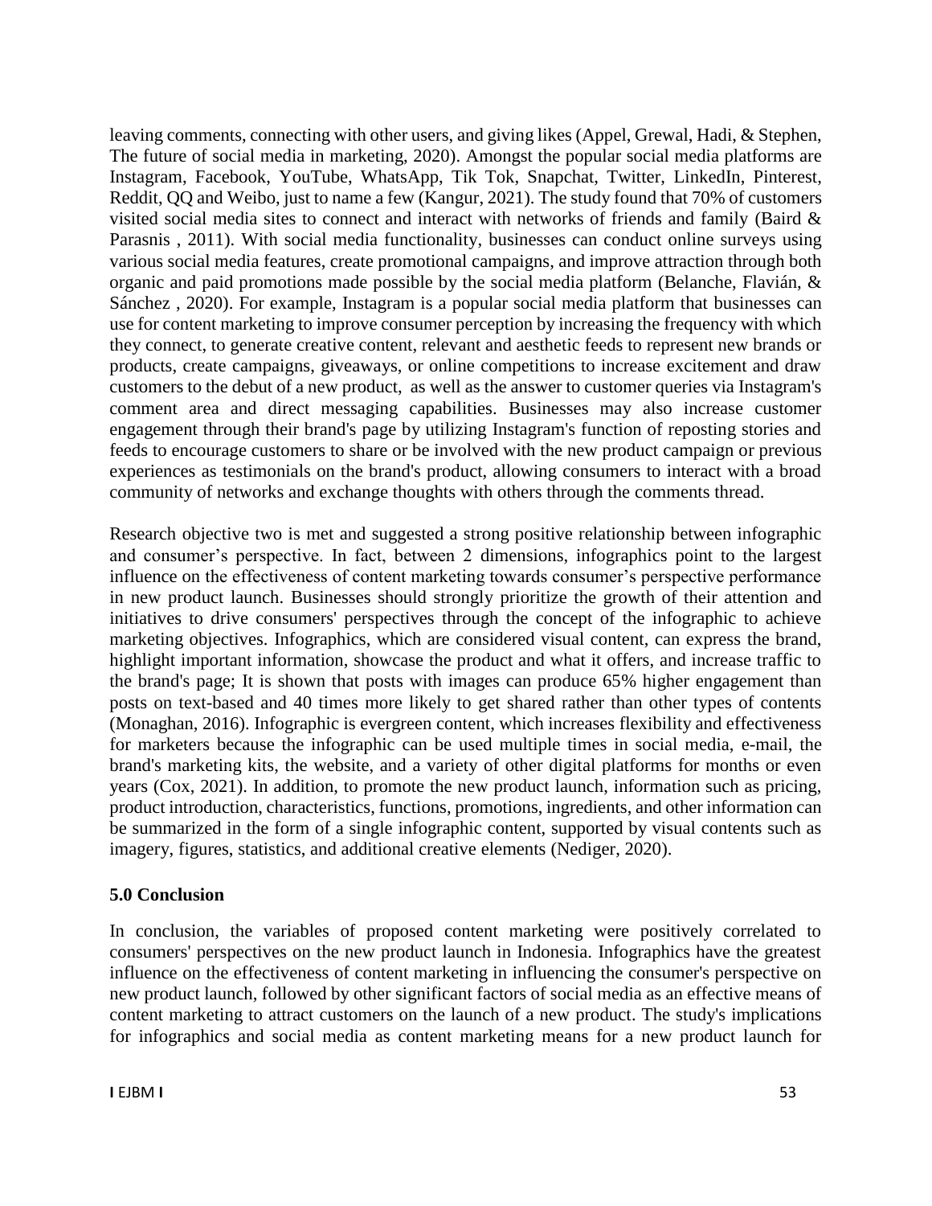leaving comments, connecting with other users, and giving likes (Appel, Grewal, Hadi, & Stephen, The future of social media in marketing, 2020). Amongst the popular social media platforms are Instagram, Facebook, YouTube, WhatsApp, Tik Tok, Snapchat, Twitter, LinkedIn, Pinterest, Reddit, QQ and Weibo, just to name a few (Kangur, 2021). The study found that 70% of customers visited social media sites to connect and interact with networks of friends and family (Baird & Parasnis , 2011). With social media functionality, businesses can conduct online surveys using various social media features, create promotional campaigns, and improve attraction through both organic and paid promotions made possible by the social media platform (Belanche, Flavián, & Sánchez , 2020). For example, Instagram is a popular social media platform that businesses can use for content marketing to improve consumer perception by increasing the frequency with which they connect, to generate creative content, relevant and aesthetic feeds to represent new brands or products, create campaigns, giveaways, or online competitions to increase excitement and draw customers to the debut of a new product, as well as the answer to customer queries via Instagram's comment area and direct messaging capabilities. Businesses may also increase customer engagement through their brand's page by utilizing Instagram's function of reposting stories and feeds to encourage customers to share or be involved with the new product campaign or previous experiences as testimonials on the brand's product, allowing consumers to interact with a broad community of networks and exchange thoughts with others through the comments thread.

Research objective two is met and suggested a strong positive relationship between infographic and consumer's perspective. In fact, between 2 dimensions, infographics point to the largest influence on the effectiveness of content marketing towards consumer's perspective performance in new product launch. Businesses should strongly prioritize the growth of their attention and initiatives to drive consumers' perspectives through the concept of the infographic to achieve marketing objectives. Infographics, which are considered visual content, can express the brand, highlight important information, showcase the product and what it offers, and increase traffic to the brand's page; It is shown that posts with images can produce 65% higher engagement than posts on text-based and 40 times more likely to get shared rather than other types of contents (Monaghan, 2016). Infographic is evergreen content, which increases flexibility and effectiveness for marketers because the infographic can be used multiple times in social media, e-mail, the brand's marketing kits, the website, and a variety of other digital platforms for months or even years (Cox, 2021). In addition, to promote the new product launch, information such as pricing, product introduction, characteristics, functions, promotions, ingredients, and other information can be summarized in the form of a single infographic content, supported by visual contents such as imagery, figures, statistics, and additional creative elements (Nediger, 2020).

## 5.0 Conclusion

In conclusion, the variables of proposed content marketing were positively correlated to consumers' perspectives on the new product launch in Indonesia. Infographics have the greatest influence on the effectiveness of content marketing in influencing the consumer's perspective on new product launch, followed by other significant factors of social media as an effective means of content marketing to attract customers on the launch of a new product. The study's implications for infographics and social media as content marketing means for a new product launch for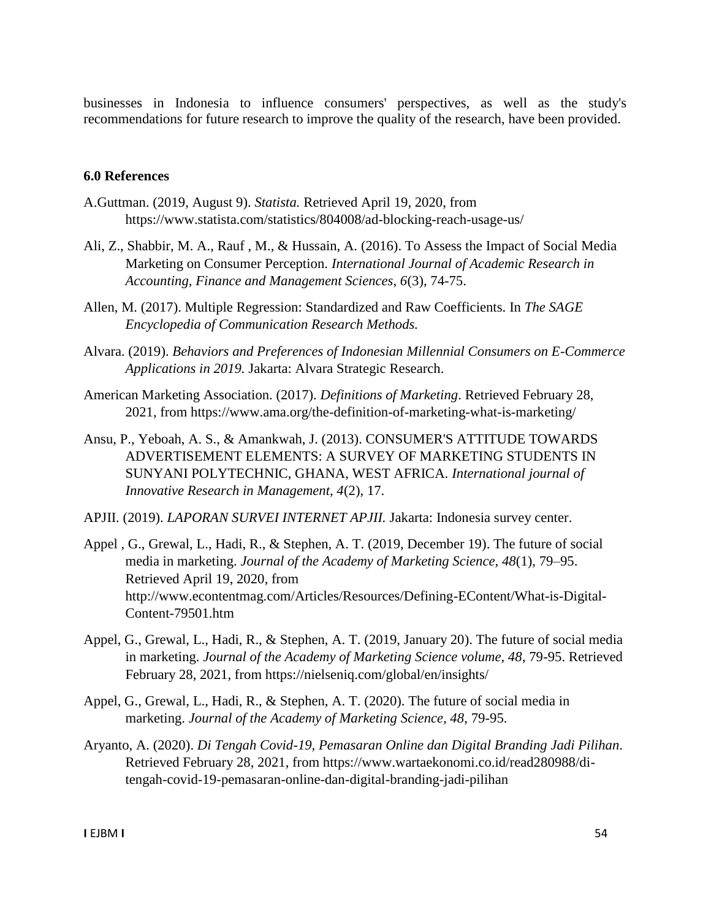businesses in Indonesia to influence consumers' perspectives, as well as the study's recommendations for future research to improve the quality of the research, have been provided.

## 6.0 References

A.Guttman. (2019, August 9). *Statista.* Retrieved April 19, 2020, from https://www.statista.com/statistics/804008/ad-blocking-reach-usage-us/

Ali, Z., Shabbir, M. A., Rauf , M., & Hussain, A. (2016). To Assess the Impact of Social Media Marketing on Consumer Perception. *International Journal of Academic Research in Accounting, Finance and Management Sciences, 6*(3), 74-75.

Allen, M. (2017). Multiple Regression: Standardized and Raw Coefficients. In *The SAGE Encyclopedia of Communication Research Methods.*

Alvara. (2019). *Behaviors and Preferences of Indonesian Millennial Consumers on E-Commerce Applications in 2019.* Jakarta: Alvara Strategic Research.

American Marketing Association. (2017). *Definitions of Marketing*. Retrieved February 28, 2021, from https://www.ama.org/the-definition-of-marketing-what-is-marketing/

Ansu, P., Yeboah, A. S., & Amankwah, J. (2013). CONSUMER'S ATTITUDE TOWARDS ADVERTISEMENT ELEMENTS: A SURVEY OF MARKETING STUDENTS IN SUNYANI POLYTECHNIC, GHANA, WEST AFRICA. *International journal of Innovative Research in Management, 4*(2), 17.

APJII. (2019). *LAPORAN SURVEI INTERNET APJII.* Jakarta: Indonesia survey center.

Appel , G., Grewal, L., Hadi, R., & Stephen, A. T. (2019, December 19). The future of social media in marketing. *Journal of the Academy of Marketing Science, 48*(1), 79–95. Retrieved April 19, 2020, from http://www.econtentmag.com/Articles/Resources/Defining-EContent/What-is-Digital-Content-79501.htm

Appel, G., Grewal, L., Hadi, R., & Stephen, A. T. (2019, January 20). The future of social media in marketing. *Journal of the Academy of Marketing Science volume, 48*, 79-95. Retrieved February 28, 2021, from https://nielseniq.com/global/en/insights/

Appel, G., Grewal, L., Hadi, R., & Stephen, A. T. (2020). The future of social media in marketing. *Journal of the Academy of Marketing Science, 48*, 79-95.

Aryanto, A. (2020). *Di Tengah Covid-19, Pemasaran Online dan Digital Branding Jadi Pilihan*. Retrieved February 28, 2021, from https://www.wartaekonomi.co.id/read280988/di-tengah-covid-19-pemasaran-online-dan-digital-branding-jadi-pilihan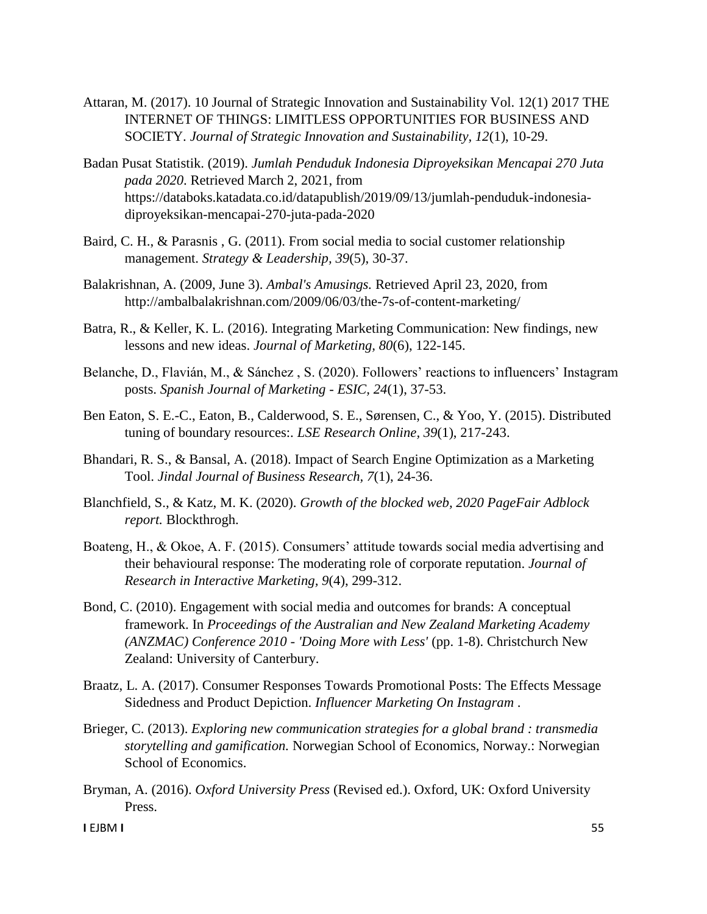Attaran, M. (2017). 10 Journal of Strategic Innovation and Sustainability Vol. 12(1) 2017 THE INTERNET OF THINGS: LIMITLESS OPPORTUNITIES FOR BUSINESS AND SOCIETY. *Journal of Strategic Innovation and Sustainability*, *12*(1), 10-29.

Badan Pusat Statistik. (2019). *Jumlah Penduduk Indonesia Diproyeksikan Mencapai 270 Juta pada 2020*. Retrieved March 2, 2021, from https://databoks.katadata.co.id/datapublish/2019/09/13/jumlah-penduduk-indonesia-diproyeksikan-mencapai-270-juta-pada-2020

Baird, C. H., & Parasnis , G. (2011). From social media to social customer relationship management. *Strategy & Leadership, 39*(5), 30-37.

Balakrishnan, A. (2009, June 3). *Ambal's Amusings.* Retrieved April 23, 2020, from http://ambalbalakrishnan.com/2009/06/03/the-7s-of-content-marketing/

Batra, R., & Keller, K. L. (2016). Integrating Marketing Communication: New findings, new lessons and new ideas. *Journal of Marketing, 80*(6), 122-145.

Belanche, D., Flavián, M., & Sánchez , S. (2020). Followers' reactions to influencers' Instagram posts. *Spanish Journal of Marketing - ESIC*, *24*(1), 37-53.

Ben Eaton, S. E.-C., Eaton, B., Calderwood, S. E., Sørensen, C., & Yoo, Y. (2015). Distributed tuning of boundary resources:. *LSE Research Online, 39*(1), 217-243.

Bhandari, R. S., & Bansal, A. (2018). Impact of Search Engine Optimization as a Marketing Tool. *Jindal Journal of Business Research, 7*(1), 24-36.

Blanchfield, S., & Katz, M. K. (2020). *Growth of the blocked web, 2020 PageFair Adblock report.* Blockthrogh.

Boateng, H., & Okoe, A. F. (2015). Consumers' attitude towards social media advertising and their behavioural response: The moderating role of corporate reputation. *Journal of Research in Interactive Marketing, 9*(4), 299-312.

Bond, C. (2010). Engagement with social media and outcomes for brands: A conceptual framework. In *Proceedings of the Australian and New Zealand Marketing Academy (ANZMAC) Conference 2010 - 'Doing More with Less'* (pp. 1-8). Christchurch New Zealand: University of Canterbury.

Braatz, L. A. (2017). Consumer Responses Towards Promotional Posts: The Effects Message Sidedness and Product Depiction. *Influencer Marketing On Instagram* .

Brieger, C. (2013). *Exploring new communication strategies for a global brand : transmedia storytelling and gamification.* Norwegian School of Economics, Norway.: Norwegian School of Economics.

Bryman, A. (2016). *Oxford University Press* (Revised ed.). Oxford, UK: Oxford University Press.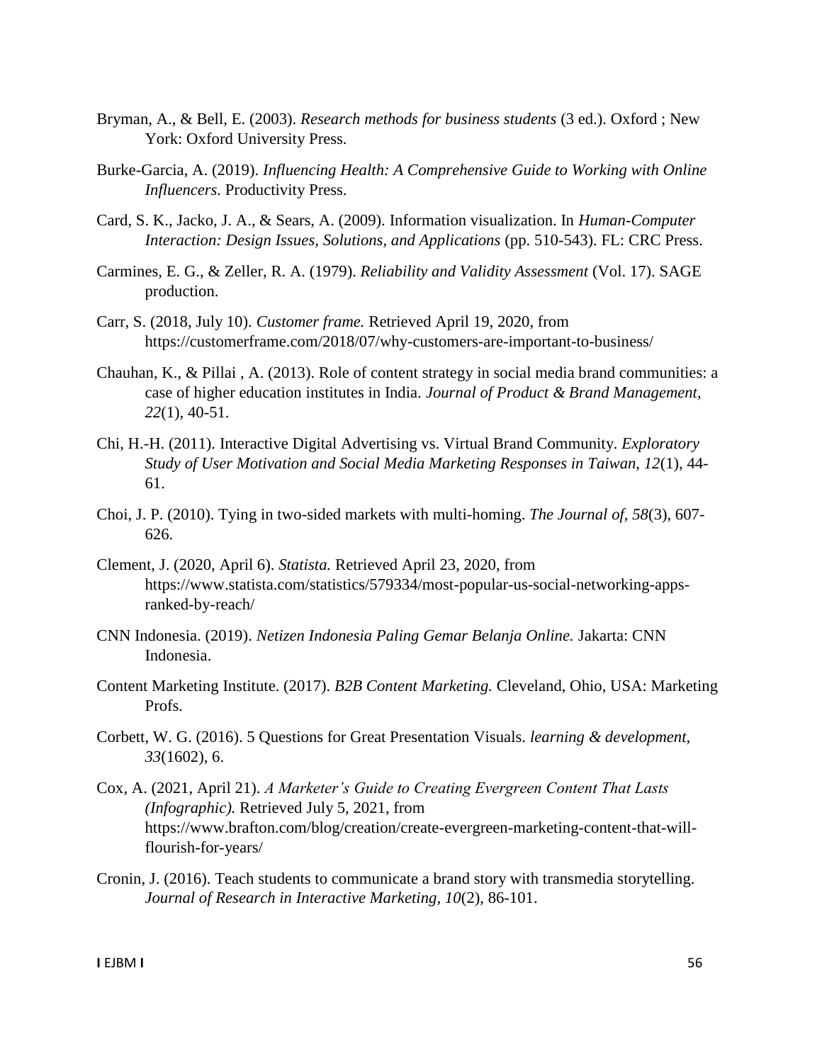Bryman, A., & Bell, E. (2003). *Research methods for business students* (3 ed.). Oxford ; New York: Oxford University Press.

Burke-Garcia, A. (2019). *Influencing Health: A Comprehensive Guide to Working with Online Influencers.* Productivity Press.

Card, S. K., Jacko, J. A., & Sears, A. (2009). Information visualization. In *Human-Computer Interaction: Design Issues, Solutions, and Applications* (pp. 510-543). FL: CRC Press.

Carmines, E. G., & Zeller, R. A. (1979). *Reliability and Validity Assessment* (Vol. 17). SAGE production.

Carr, S. (2018, July 10). *Customer frame.* Retrieved April 19, 2020, from https://customerframe.com/2018/07/why-customers-are-important-to-business/

Chauhan, K., & Pillai , A. (2013). Role of content strategy in social media brand communities: a case of higher education institutes in India. *Journal of Product & Brand Management, 22*(1), 40-51.

Chi, H.-H. (2011). Interactive Digital Advertising vs. Virtual Brand Community. *Exploratory Study of User Motivation and Social Media Marketing Responses in Taiwan, 12*(1), 44-61.

Choi, J. P. (2010). Tying in two-sided markets with multi-homing. *The Journal of, 58*(3), 607-626.

Clement, J. (2020, April 6). *Statista.* Retrieved April 23, 2020, from https://www.statista.com/statistics/579334/most-popular-us-social-networking-apps-ranked-by-reach/

CNN Indonesia. (2019). *Netizen Indonesia Paling Gemar Belanja Online.* Jakarta: CNN Indonesia.

Content Marketing Institute. (2017). *B2B Content Marketing.* Cleveland, Ohio, USA: Marketing Profs.

Corbett, W. G. (2016). 5 Questions for Great Presentation Visuals. *learning & development, 33*(1602), 6.

Cox, A. (2021, April 21). *A Marketer's Guide to Creating Evergreen Content That Lasts (Infographic).* Retrieved July 5, 2021, from https://www.brafton.com/blog/creation/create-evergreen-marketing-content-that-will-flourish-for-years/

Cronin, J. (2016). Teach students to communicate a brand story with transmedia storytelling. *Journal of Research in Interactive Marketing, 10*(2), 86-101.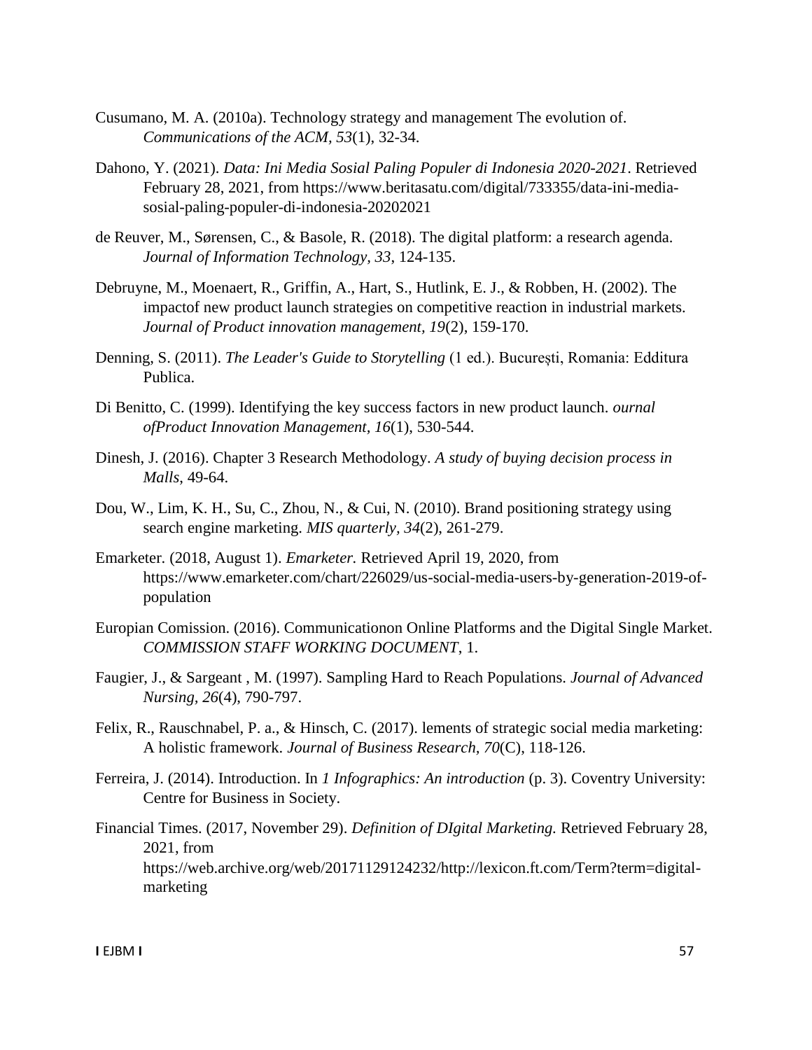Cusumano, M. A. (2010a). Technology strategy and management The evolution of. *Communications of the ACM, 53*(1), 32-34.

Dahono, Y. (2021). *Data: Ini Media Sosial Paling Populer di Indonesia 2020-2021*. Retrieved February 28, 2021, from https://www.beritasatu.com/digital/733355/data-ini-media-sosial-paling-populer-di-indonesia-20202021

de Reuver, M., Sørensen, C., & Basole, R. (2018). The digital platform: a research agenda. *Journal of Information Technology, 33*, 124-135.

Debruyne, M., Moenaert, R., Griffin, A., Hart, S., Hutlink, E. J., & Robben, H. (2002). The impactof new product launch strategies on competitive reaction in industrial markets. *Journal of Product innovation management, 19*(2), 159-170.

Denning, S. (2011). *The Leader's Guide to Storytelling* (1 ed.). București, Romania: Edditura Publica.

Di Benitto, C. (1999). Identifying the key success factors in new product launch. *ournal ofProduct Innovation Management, 16*(1), 530-544.

Dinesh, J. (2016). Chapter 3 Research Methodology. *A study of buying decision process in Malls*, 49-64.

Dou, W., Lim, K. H., Su, C., Zhou, N., & Cui, N. (2010). Brand positioning strategy using search engine marketing. *MIS quarterly, 34*(2), 261-279.

Emarketer. (2018, August 1). *Emarketer.* Retrieved April 19, 2020, from https://www.emarketer.com/chart/226029/us-social-media-users-by-generation-2019-of-population

Europian Comission. (2016). Communicationon Online Platforms and the Digital Single Market. *COMMISSION STAFF WORKING DOCUMENT*, 1.

Faugier, J., & Sargeant , M. (1997). Sampling Hard to Reach Populations. *Journal of Advanced Nursing, 26*(4), 790-797.

Felix, R., Rauschnabel, P. a., & Hinsch, C. (2017). lements of strategic social media marketing: A holistic framework. *Journal of Business Research, 70*(C), 118-126.

Ferreira, J. (2014). Introduction. In *1 Infographics: An introduction* (p. 3). Coventry University: Centre for Business in Society.

Financial Times. (2017, November 29). *Definition of DIgital Marketing.* Retrieved February 28, 2021, from https://web.archive.org/web/20171129124232/http://lexicon.ft.com/Term?term=digital-marketing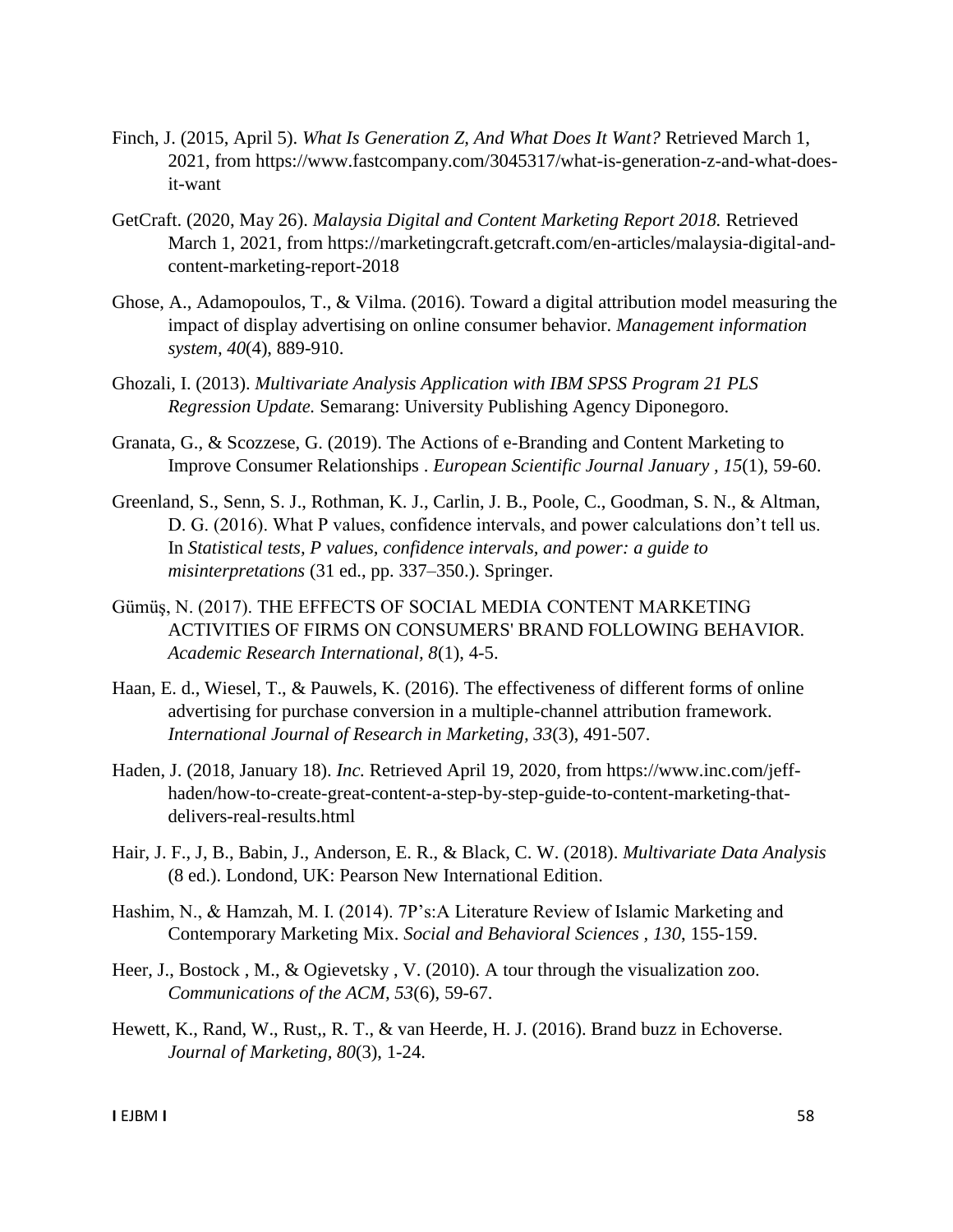Finch, J. (2015, April 5). *What Is Generation Z, And What Does It Want?* Retrieved March 1, 2021, from https://www.fastcompany.com/3045317/what-is-generation-z-and-what-does-it-want

GetCraft. (2020, May 26). *Malaysia Digital and Content Marketing Report 2018.* Retrieved March 1, 2021, from https://marketingcraft.getcraft.com/en-articles/malaysia-digital-and-content-marketing-report-2018

Ghose, A., Adamopoulos, T., & Vilma. (2016). Toward a digital attribution model measuring the impact of display advertising on online consumer behavior. *Management information system, 40*(4), 889-910.

Ghozali, I. (2013). *Multivariate Analysis Application with IBM SPSS Program 21 PLS Regression Update.* Semarang: University Publishing Agency Diponegoro.

Granata, G., & Scozzese, G. (2019). The Actions of e-Branding and Content Marketing to Improve Consumer Relationships . *European Scientific Journal January , 15*(1), 59-60.

Greenland, S., Senn, S. J., Rothman, K. J., Carlin, J. B., Poole, C., Goodman, S. N., & Altman, D. G. (2016). What P values, confidence intervals, and power calculations don't tell us. In *Statistical tests, P values, confidence intervals, and power: a guide to misinterpretations* (31 ed., pp. 337–350.). Springer.

Gümüş, N. (2017). THE EFFECTS OF SOCIAL MEDIA CONTENT MARKETING ACTIVITIES OF FIRMS ON CONSUMERS' BRAND FOLLOWING BEHAVIOR. *Academic Research International, 8*(1), 4-5.

Haan, E. d., Wiesel, T., & Pauwels, K. (2016). The effectiveness of different forms of online advertising for purchase conversion in a multiple-channel attribution framework. *International Journal of Research in Marketing, 33*(3), 491-507.

Haden, J. (2018, January 18). *Inc.* Retrieved April 19, 2020, from https://www.inc.com/jeff-haden/how-to-create-great-content-a-step-by-step-guide-to-content-marketing-that-delivers-real-results.html

Hair, J. F., J, B., Babin, J., Anderson, E. R., & Black, C. W. (2018). *Multivariate Data Analysis* (8 ed.). Londond, UK: Pearson New International Edition.

Hashim, N., & Hamzah, M. I. (2014). 7P's:A Literature Review of Islamic Marketing and Contemporary Marketing Mix. *Social and Behavioral Sciences , 130*, 155-159.

Heer, J., Bostock , M., & Ogievetsky , V. (2010). A tour through the visualization zoo. *Communications of the ACM, 53*(6), 59-67.

Hewett, K., Rand, W., Rust,, R. T., & van Heerde, H. J. (2016). Brand buzz in Echoverse. *Journal of Marketing, 80*(3), 1-24.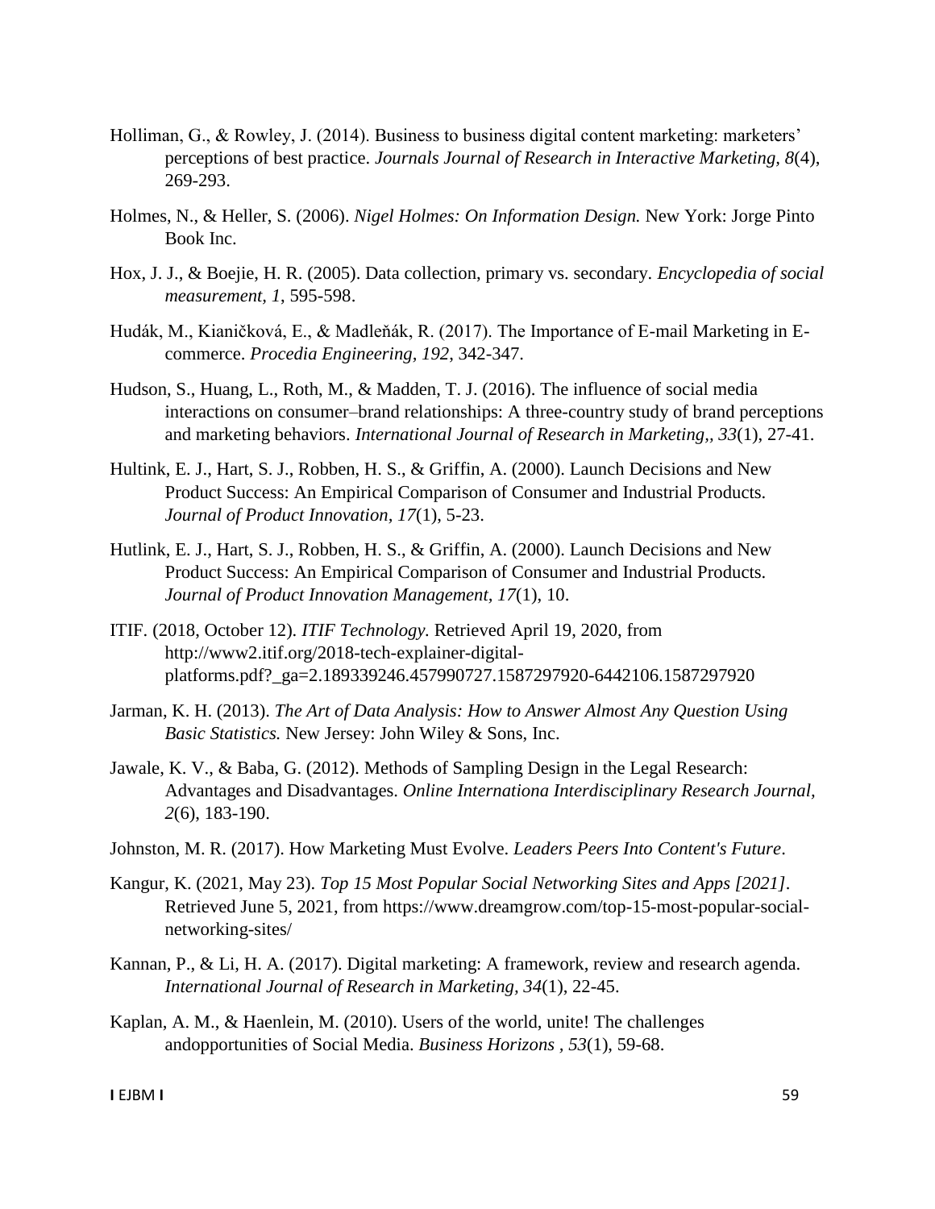Holliman, G., & Rowley, J. (2014). Business to business digital content marketing: marketers' perceptions of best practice. *Journals Journal of Research in Interactive Marketing, 8*(4), 269-293.

Holmes, N., & Heller, S. (2006). *Nigel Holmes: On Information Design.* New York: Jorge Pinto Book Inc.

Hox, J. J., & Boejie, H. R. (2005). Data collection, primary vs. secondary. *Encyclopedia of social measurement, 1*, 595-598.

Hudák, M., Kianičková, E., & Madleňák, R. (2017). The Importance of E-mail Marketing in E-commerce. *Procedia Engineering, 192*, 342-347.

Hudson, S., Huang, L., Roth, M., & Madden, T. J. (2016). The influence of social media interactions on consumer–brand relationships: A three-country study of brand perceptions and marketing behaviors. *International Journal of Research in Marketing,, 33*(1), 27-41.

Hultink, E. J., Hart, S. J., Robben, H. S., & Griffin, A. (2000). Launch Decisions and New Product Success: An Empirical Comparison of Consumer and Industrial Products. *Journal of Product Innovation, 17*(1), 5-23.

Hutlink, E. J., Hart, S. J., Robben, H. S., & Griffin, A. (2000). Launch Decisions and New Product Success: An Empirical Comparison of Consumer and Industrial Products. *Journal of Product Innovation Management, 17*(1), 10.

ITIF. (2018, October 12). *ITIF Technology.* Retrieved April 19, 2020, from http://www2.itif.org/2018-tech-explainer-digital-platforms.pdf?_ga=2.189339246.457990727.1587297920-6442106.1587297920

Jarman, K. H. (2013). *The Art of Data Analysis: How to Answer Almost Any Question Using Basic Statistics.* New Jersey: John Wiley & Sons, Inc.

Jawale, K. V., & Baba, G. (2012). Methods of Sampling Design in the Legal Research: Advantages and Disadvantages. *Online Internationa Interdisciplinary Research Journal, 2*(6), 183-190.

Johnston, M. R. (2017). How Marketing Must Evolve. *Leaders Peers Into Content's Future*.

Kangur, K. (2021, May 23). *Top 15 Most Popular Social Networking Sites and Apps [2021]*. Retrieved June 5, 2021, from https://www.dreamgrow.com/top-15-most-popular-social-networking-sites/

Kannan, P., & Li, H. A. (2017). Digital marketing: A framework, review and research agenda. *International Journal of Research in Marketing, 34*(1), 22-45.

Kaplan, A. M., & Haenlein, M. (2010). Users of the world, unite! The challenges andopportunities of Social Media. *Business Horizons , 53*(1), 59-68.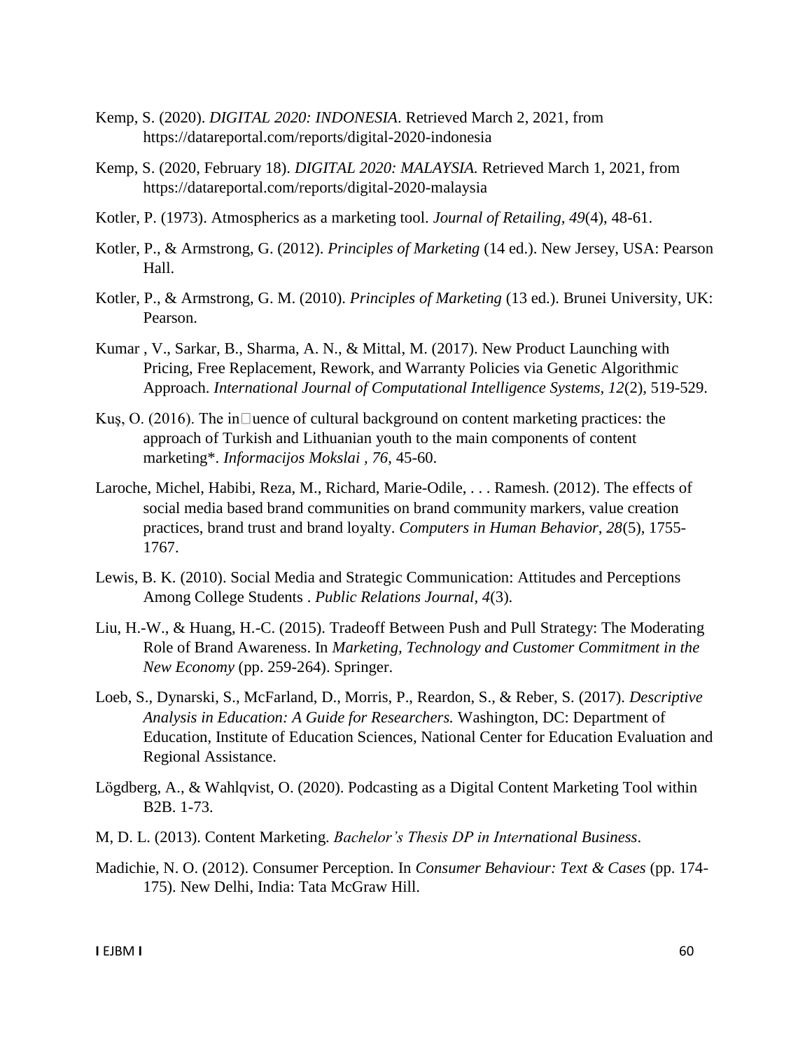Kemp, S. (2020). *DIGITAL 2020: INDONESIA*. Retrieved March 2, 2021, from https://datareportal.com/reports/digital-2020-indonesia

Kemp, S. (2020, February 18). *DIGITAL 2020: MALAYSIA.* Retrieved March 1, 2021, from https://datareportal.com/reports/digital-2020-malaysia

Kotler, P. (1973). Atmospherics as a marketing tool. *Journal of Retailing, 49*(4), 48-61.

Kotler, P., & Armstrong, G. (2012). *Principles of Marketing* (14 ed.). New Jersey, USA: Pearson Hall.

Kotler, P., & Armstrong, G. M. (2010). *Principles of Marketing* (13 ed.). Brunei University, UK: Pearson.

Kumar , V., Sarkar, B., Sharma, A. N., & Mittal, M. (2017). New Product Launching with Pricing, Free Replacement, Rework, and Warranty Policies via Genetic Algorithmic Approach. *International Journal of Computational Intelligence Systems, 12*(2), 519-529.

Kuş, O. (2016). The in□uence of cultural background on content marketing practices: the approach of Turkish and Lithuanian youth to the main components of content marketing*. *Informacijos Mokslai , 76*, 45-60.

Laroche, Michel, Habibi, Reza, M., Richard, Marie-Odile, . . . Ramesh. (2012). The effects of social media based brand communities on brand community markers, value creation practices, brand trust and brand loyalty. *Computers in Human Behavior, 28*(5), 1755-1767.

Lewis, B. K. (2010). Social Media and Strategic Communication: Attitudes and Perceptions Among College Students . *Public Relations Journal, 4*(3).

Liu, H.-W., & Huang, H.-C. (2015). Tradeoff Between Push and Pull Strategy: The Moderating Role of Brand Awareness. In *Marketing, Technology and Customer Commitment in the New Economy* (pp. 259-264). Springer.

Loeb, S., Dynarski, S., McFarland, D., Morris, P., Reardon, S., & Reber, S. (2017). *Descriptive Analysis in Education: A Guide for Researchers.* Washington, DC: Department of Education, Institute of Education Sciences, National Center for Education Evaluation and Regional Assistance.

Lögdberg, A., & Wahlqvist, O. (2020). Podcasting as a Digital Content Marketing Tool within B2B. 1-73.

M, D. L. (2013). Content Marketing. *Bachelor's Thesis DP in International Business*.

Madichie, N. O. (2012). Consumer Perception. In *Consumer Behaviour: Text & Cases* (pp. 174-175). New Delhi, India: Tata McGraw Hill.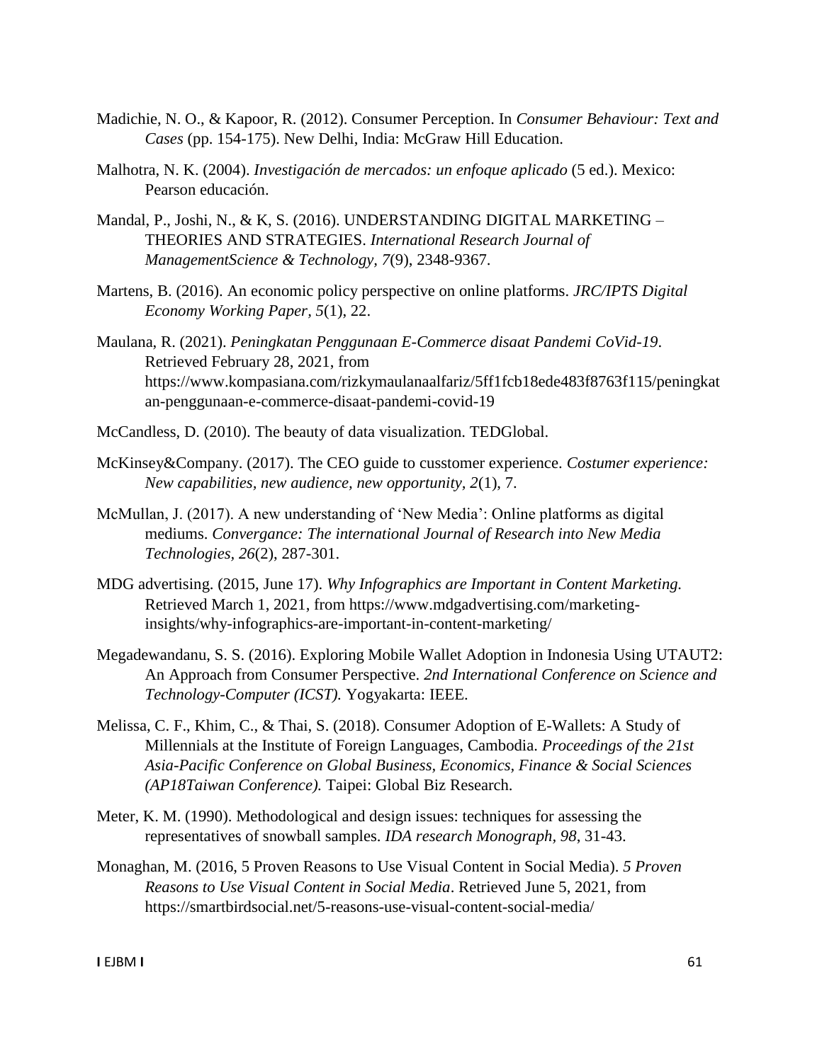Madichie, N. O., & Kapoor, R. (2012). Consumer Perception. In *Consumer Behaviour: Text and Cases* (pp. 154-175). New Delhi, India: McGraw Hill Education.

Malhotra, N. K. (2004). *Investigación de mercados: un enfoque aplicado* (5 ed.). Mexico: Pearson educación.

Mandal, P., Joshi, N., & K, S. (2016). UNDERSTANDING DIGITAL MARKETING – THEORIES AND STRATEGIES. *International Research Journal of ManagementScience & Technology, 7*(9), 2348-9367.

Martens, B. (2016). An economic policy perspective on online platforms. *JRC/IPTS Digital Economy Working Paper, 5*(1), 22.

Maulana, R. (2021). *Peningkatan Penggunaan E-Commerce disaat Pandemi CoVid-19*. Retrieved February 28, 2021, from https://www.kompasiana.com/rizkymaulanaalfariz/5ff1fcb18ede483f8763f115/peningkatan-penggunaan-e-commerce-disaat-pandemi-covid-19

McCandless, D. (2010). The beauty of data visualization. TEDGlobal.

McKinsey&Company. (2017). The CEO guide to cusstomer experience. *Costumer experience: New capabilities, new audience, new opportunity, 2*(1), 7.

McMullan, J. (2017). A new understanding of 'New Media': Online platforms as digital mediums. *Convergance: The international Journal of Research into New Media Technologies, 26*(2), 287-301.

MDG advertising. (2015, June 17). *Why Infographics are Important in Content Marketing.* Retrieved March 1, 2021, from https://www.mdgadvertising.com/marketing-insights/why-infographics-are-important-in-content-marketing/

Megadewandanu, S. S. (2016). Exploring Mobile Wallet Adoption in Indonesia Using UTAUT2: An Approach from Consumer Perspective. *2nd International Conference on Science and Technology-Computer (ICST).* Yogyakarta: IEEE.

Melissa, C. F., Khim, C., & Thai, S. (2018). Consumer Adoption of E-Wallets: A Study of Millennials at the Institute of Foreign Languages, Cambodia. *Proceedings of the 21st Asia-Pacific Conference on Global Business, Economics, Finance & Social Sciences (AP18Taiwan Conference).* Taipei: Global Biz Research.

Meter, K. M. (1990). Methodological and design issues: techniques for assessing the representatives of snowball samples. *IDA research Monograph, 98*, 31-43.

Monaghan, M. (2016, 5 Proven Reasons to Use Visual Content in Social Media). *5 Proven Reasons to Use Visual Content in Social Media*. Retrieved June 5, 2021, from https://smartbirdsocial.net/5-reasons-use-visual-content-social-media/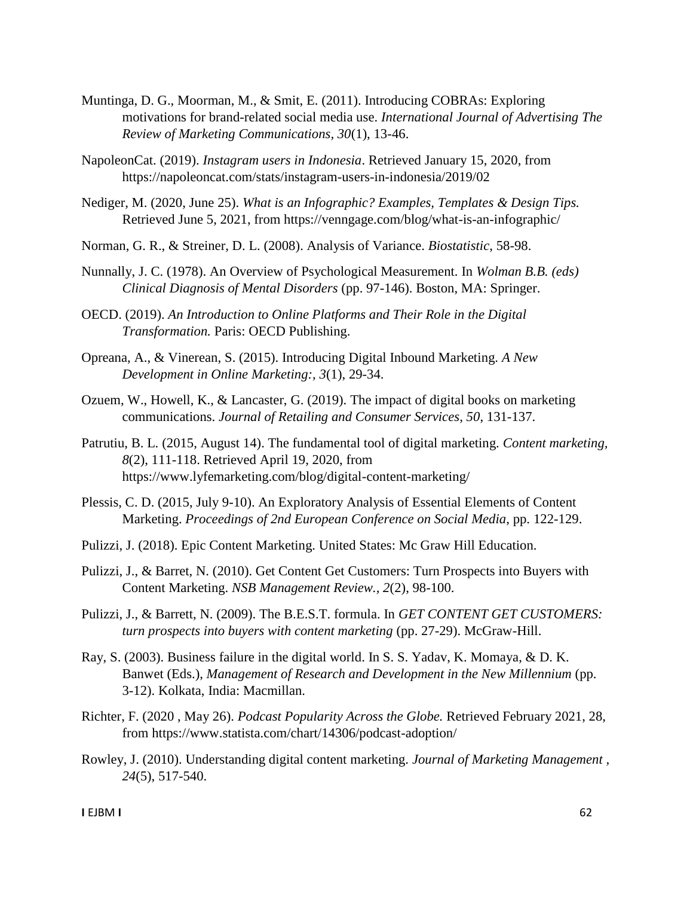Muntinga, D. G., Moorman, M., & Smit, E. (2011). Introducing COBRAs: Exploring motivations for brand-related social media use. *International Journal of Advertising The Review of Marketing Communications, 30*(1), 13-46.

NapoleonCat. (2019). *Instagram users in Indonesia*. Retrieved January 15, 2020, from https://napoleoncat.com/stats/instagram-users-in-indonesia/2019/02

Nediger, M. (2020, June 25). *What is an Infographic? Examples, Templates & Design Tips.* Retrieved June 5, 2021, from https://venngage.com/blog/what-is-an-infographic/

Norman, G. R., & Streiner, D. L. (2008). Analysis of Variance. *Biostatistic*, 58-98.

Nunnally, J. C. (1978). An Overview of Psychological Measurement. In *Wolman B.B. (eds) Clinical Diagnosis of Mental Disorders* (pp. 97-146). Boston, MA: Springer.

OECD. (2019). *An Introduction to Online Platforms and Their Role in the Digital Transformation.* Paris: OECD Publishing.

Opreana, A., & Vinerean, S. (2015). Introducing Digital Inbound Marketing. *A New Development in Online Marketing:, 3*(1), 29-34.

Ozuem, W., Howell, K., & Lancaster, G. (2019). The impact of digital books on marketing communications. *Journal of Retailing and Consumer Services, 50*, 131-137.

Patrutiu, B. L. (2015, August 14). The fundamental tool of digital marketing. *Content marketing, 8*(2), 111-118. Retrieved April 19, 2020, from https://www.lyfemarketing.com/blog/digital-content-marketing/

Plessis, C. D. (2015, July 9-10). An Exploratory Analysis of Essential Elements of Content Marketing. *Proceedings of 2nd European Conference on Social Media*, pp. 122-129.

Pulizzi, J. (2018). Epic Content Marketing. United States: Mc Graw Hill Education.

Pulizzi, J., & Barret, N. (2010). Get Content Get Customers: Turn Prospects into Buyers with Content Marketing. *NSB Management Review., 2*(2), 98-100.

Pulizzi, J., & Barrett, N. (2009). The B.E.S.T. formula. In *GET CONTENT GET CUSTOMERS: turn prospects into buyers with content marketing* (pp. 27-29). McGraw-Hill.

Ray, S. (2003). Business failure in the digital world. In S. S. Yadav, K. Momaya, & D. K. Banwet (Eds.), *Management of Research and Development in the New Millennium* (pp. 3-12). Kolkata, India: Macmillan.

Richter, F. (2020 , May 26). *Podcast Popularity Across the Globe.* Retrieved February 2021, 28, from https://www.statista.com/chart/14306/podcast-adoption/

Rowley, J. (2010). Understanding digital content marketing. *Journal of Marketing Management , 24*(5), 517-540.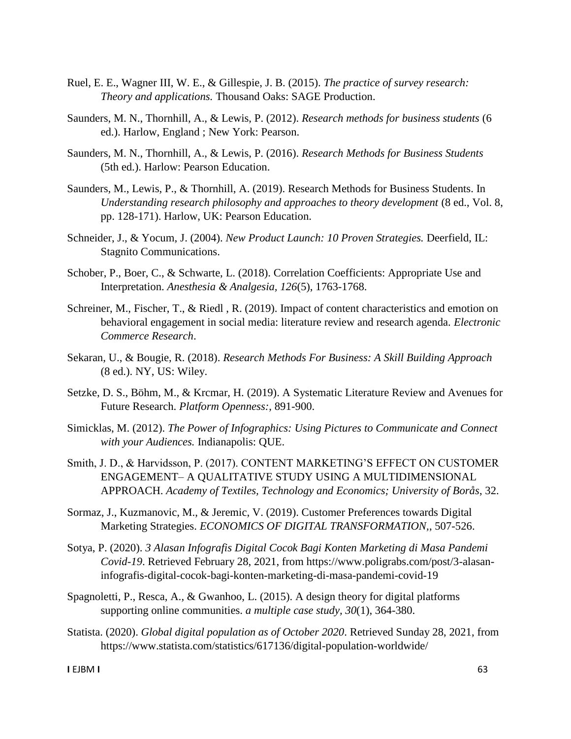Ruel, E. E., Wagner III, W. E., & Gillespie, J. B. (2015). *The practice of survey research: Theory and applications.* Thousand Oaks: SAGE Production.

Saunders, M. N., Thornhill, A., & Lewis, P. (2012). *Research methods for business students* (6 ed.). Harlow, England ; New York: Pearson.

Saunders, M. N., Thornhill, A., & Lewis, P. (2016). *Research Methods for Business Students* (5th ed.). Harlow: Pearson Education.

Saunders, M., Lewis, P., & Thornhill, A. (2019). Research Methods for Business Students. In *Understanding research philosophy and approaches to theory development* (8 ed., Vol. 8, pp. 128-171). Harlow, UK: Pearson Education.

Schneider, J., & Yocum, J. (2004). *New Product Launch: 10 Proven Strategies.* Deerfield, IL: Stagnito Communications.

Schober, P., Boer, C., & Schwarte, L. (2018). Correlation Coefficients: Appropriate Use and Interpretation. *Anesthesia & Analgesia, 126*(5), 1763-1768.

Schreiner, M., Fischer, T., & Riedl , R. (2019). Impact of content characteristics and emotion on behavioral engagement in social media: literature review and research agenda. *Electronic Commerce Research*.

Sekaran, U., & Bougie, R. (2018). *Research Methods For Business: A Skill Building Approach* (8 ed.). NY, US: Wiley.

Setzke, D. S., Böhm, M., & Krcmar, H. (2019). A Systematic Literature Review and Avenues for Future Research. *Platform Openness:*, 891-900.

Simicklas, M. (2012). *The Power of Infographics: Using Pictures to Communicate and Connect with your Audiences.* Indianapolis: QUE.

Smith, J. D., & Harvidsson, P. (2017). CONTENT MARKETING'S EFFECT ON CUSTOMER ENGAGEMENT– A QUALITATIVE STUDY USING A MULTIDIMENSIONAL APPROACH. *Academy of Textiles, Technology and Economics; University of Borås*, 32.

Sormaz, J., Kuzmanovic, M., & Jeremic, V. (2019). Customer Preferences towards Digital Marketing Strategies. *ECONOMICS OF DIGITAL TRANSFORMATION*,, 507-526.

Sotya, P. (2020). *3 Alasan Infografis Digital Cocok Bagi Konten Marketing di Masa Pandemi Covid-19*. Retrieved February 28, 2021, from https://www.poligrabs.com/post/3-alasan-infografis-digital-cocok-bagi-konten-marketing-di-masa-pandemi-covid-19

Spagnoletti, P., Resca, A., & Gwanhoo, L. (2015). A design theory for digital platforms supporting online communities. *a multiple case study, 30*(1), 364-380.

Statista. (2020). *Global digital population as of October 2020*. Retrieved Sunday 28, 2021, from https://www.statista.com/statistics/617136/digital-population-worldwide/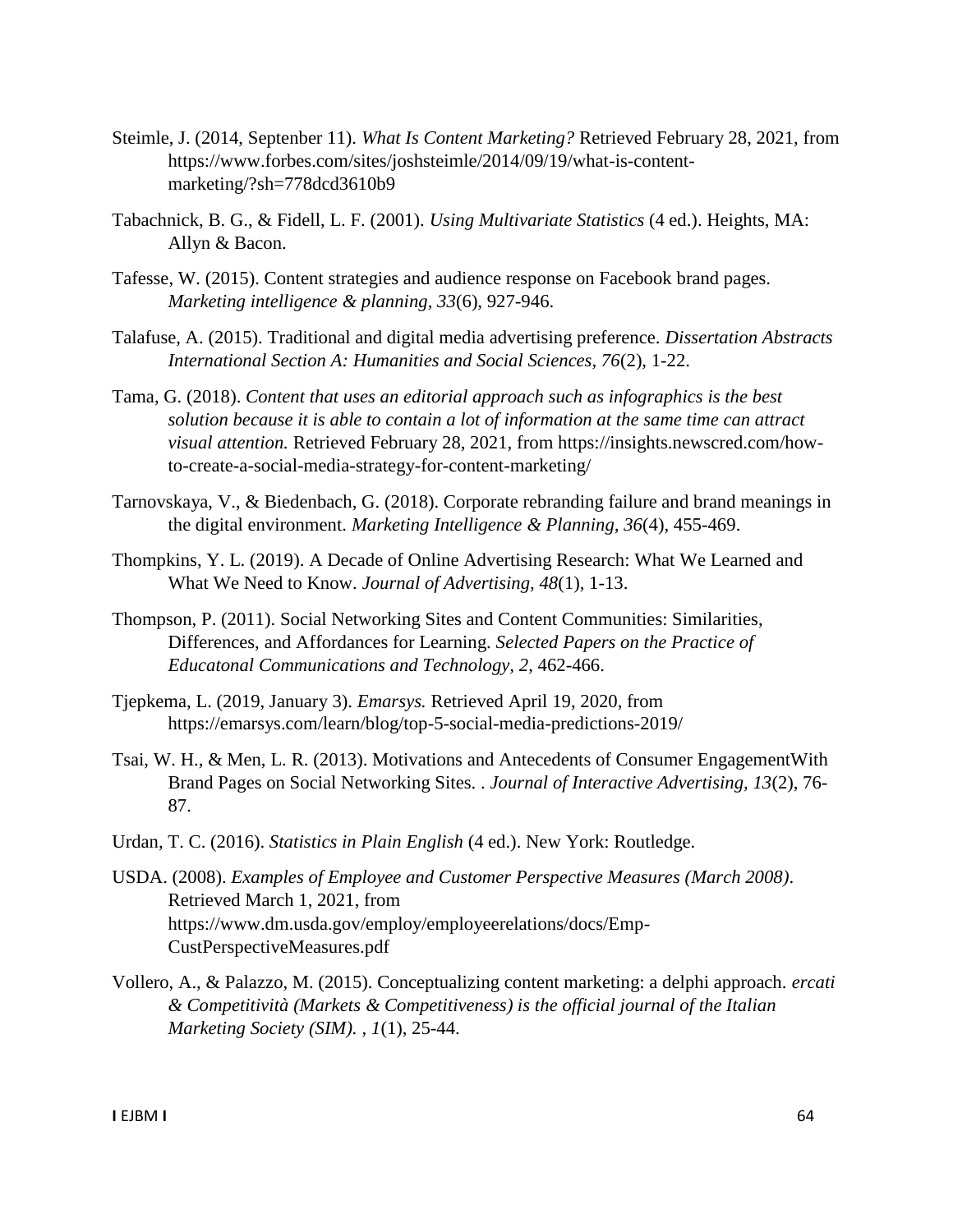Steimle, J. (2014, Septenber 11). *What Is Content Marketing?* Retrieved February 28, 2021, from https://www.forbes.com/sites/joshsteimle/2014/09/19/what-is-content-marketing/?sh=778dcd3610b9

Tabachnick, B. G., & Fidell, L. F. (2001). *Using Multivariate Statistics* (4 ed.). Heights, MA: Allyn & Bacon.

Tafesse, W. (2015). Content strategies and audience response on Facebook brand pages. *Marketing intelligence & planning, 33*(6), 927-946.

Talafuse, A. (2015). Traditional and digital media advertising preference. *Dissertation Abstracts International Section A: Humanities and Social Sciences, 76*(2), 1-22.

Tama, G. (2018). *Content that uses an editorial approach such as infographics is the best solution because it is able to contain a lot of information at the same time can attract visual attention.* Retrieved February 28, 2021, from https://insights.newscred.com/how-to-create-a-social-media-strategy-for-content-marketing/

Tarnovskaya, V., & Biedenbach, G. (2018). Corporate rebranding failure and brand meanings in the digital environment. *Marketing Intelligence & Planning, 36*(4), 455-469.

Thompkins, Y. L. (2019). A Decade of Online Advertising Research: What We Learned and What We Need to Know. *Journal of Advertising, 48*(1), 1-13.

Thompson, P. (2011). Social Networking Sites and Content Communities: Similarities, Differences, and Affordances for Learning. *Selected Papers on the Practice of Educatonal Communications and Technology, 2*, 462-466.

Tjepkema, L. (2019, January 3). *Emarsys.* Retrieved April 19, 2020, from https://emarsys.com/learn/blog/top-5-social-media-predictions-2019/

Tsai, W. H., & Men, L. R. (2013). Motivations and Antecedents of Consumer EngagementWith Brand Pages on Social Networking Sites. . *Journal of Interactive Advertising, 13*(2), 76-87.

Urdan, T. C. (2016). *Statistics in Plain English* (4 ed.). New York: Routledge.

USDA. (2008). *Examples of Employee and Customer Perspective Measures (March 2008)*. Retrieved March 1, 2021, from https://www.dm.usda.gov/employ/employeerelations/docs/Emp-CustPerspectiveMeasures.pdf

Vollero, A., & Palazzo, M. (2015). Conceptualizing content marketing: a delphi approach. *ercati & Competitività (Markets & Competitiveness) is the official journal of the Italian Marketing Society (SIM). , 1*(1), 25-44.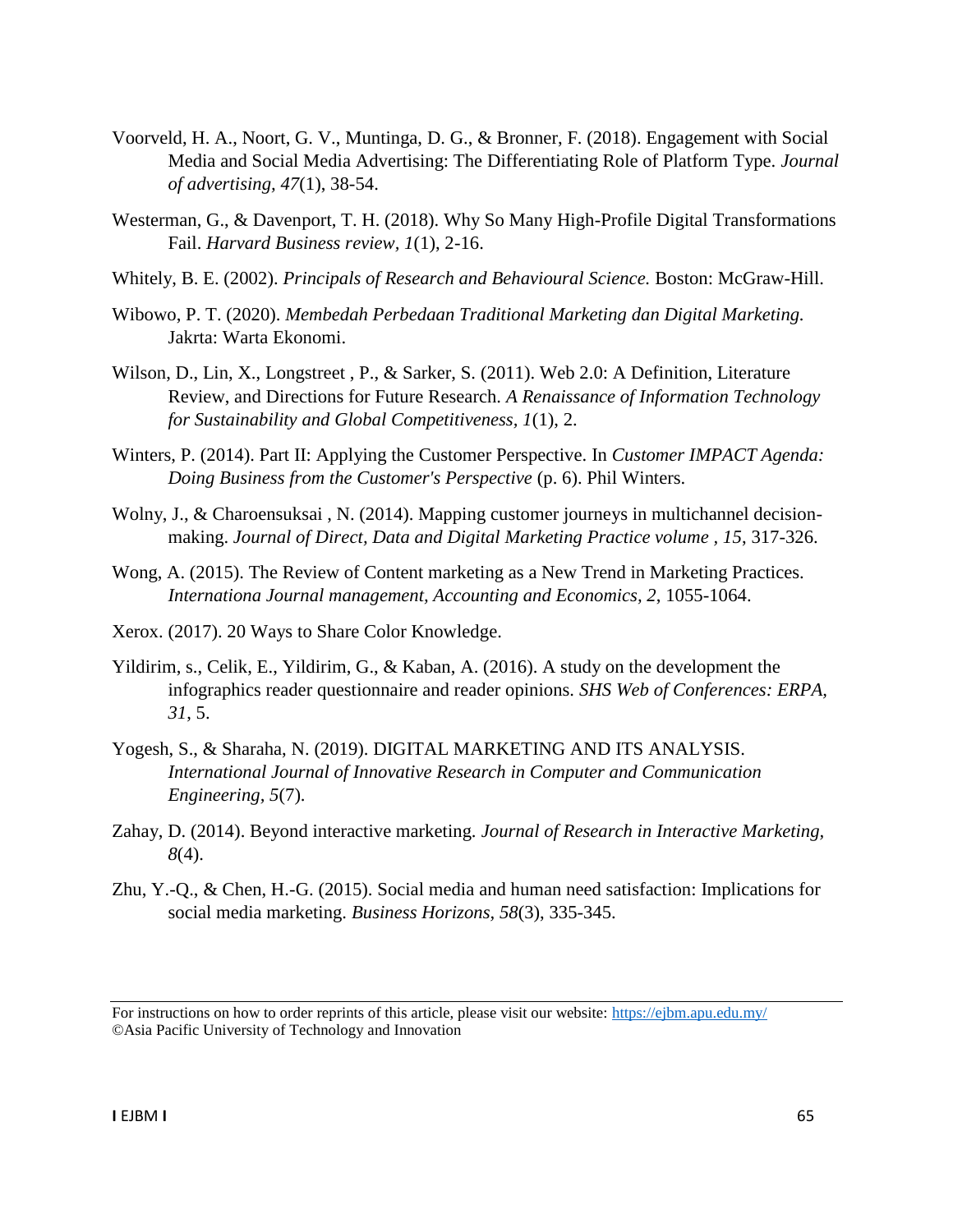Voorveld, H. A., Noort, G. V., Muntinga, D. G., & Bronner, F. (2018). Engagement with Social Media and Social Media Advertising: The Differentiating Role of Platform Type. *Journal of advertising, 47*(1), 38-54.

Westerman, G., & Davenport, T. H. (2018). Why So Many High-Profile Digital Transformations Fail. *Harvard Business review, 1*(1), 2-16.

Whitely, B. E. (2002). *Principals of Research and Behavioural Science.* Boston: McGraw-Hill.

Wibowo, P. T. (2020). *Membedah Perbedaan Traditional Marketing dan Digital Marketing.* Jakrta: Warta Ekonomi.

Wilson, D., Lin, X., Longstreet , P., & Sarker, S. (2011). Web 2.0: A Definition, Literature Review, and Directions for Future Research. *A Renaissance of Information Technology for Sustainability and Global Competitiveness, 1*(1), 2.

Winters, P. (2014). Part II: Applying the Customer Perspective. In *Customer IMPACT Agenda: Doing Business from the Customer's Perspective* (p. 6). Phil Winters.

Wolny, J., & Charoensuksai , N. (2014). Mapping customer journeys in multichannel decision-making. *Journal of Direct, Data and Digital Marketing Practice volume , 15*, 317-326.

Wong, A. (2015). The Review of Content marketing as a New Trend in Marketing Practices. *Internationa Journal management, Accounting and Economics, 2*, 1055-1064.

Xerox. (2017). 20 Ways to Share Color Knowledge.

Yildirim, s., Celik, E., Yildirim, G., & Kaban, A. (2016). A study on the development the infographics reader questionnaire and reader opinions. *SHS Web of Conferences: ERPA, 31*, 5.

Yogesh, S., & Sharaha, N. (2019). DIGITAL MARKETING AND ITS ANALYSIS. *International Journal of Innovative Research in Computer and Communication Engineering, 5*(7).

Zahay, D. (2014). Beyond interactive marketing. *Journal of Research in Interactive Marketing, 8*(4).

Zhu, Y.-Q., & Chen, H.-G. (2015). Social media and human need satisfaction: Implications for social media marketing. *Business Horizons, 58*(3), 335-345.

For instructions on how to order reprints of this article, please visit our website: https://ejbm.apu.edu.my/
©Asia Pacific University of Technology and Innovation